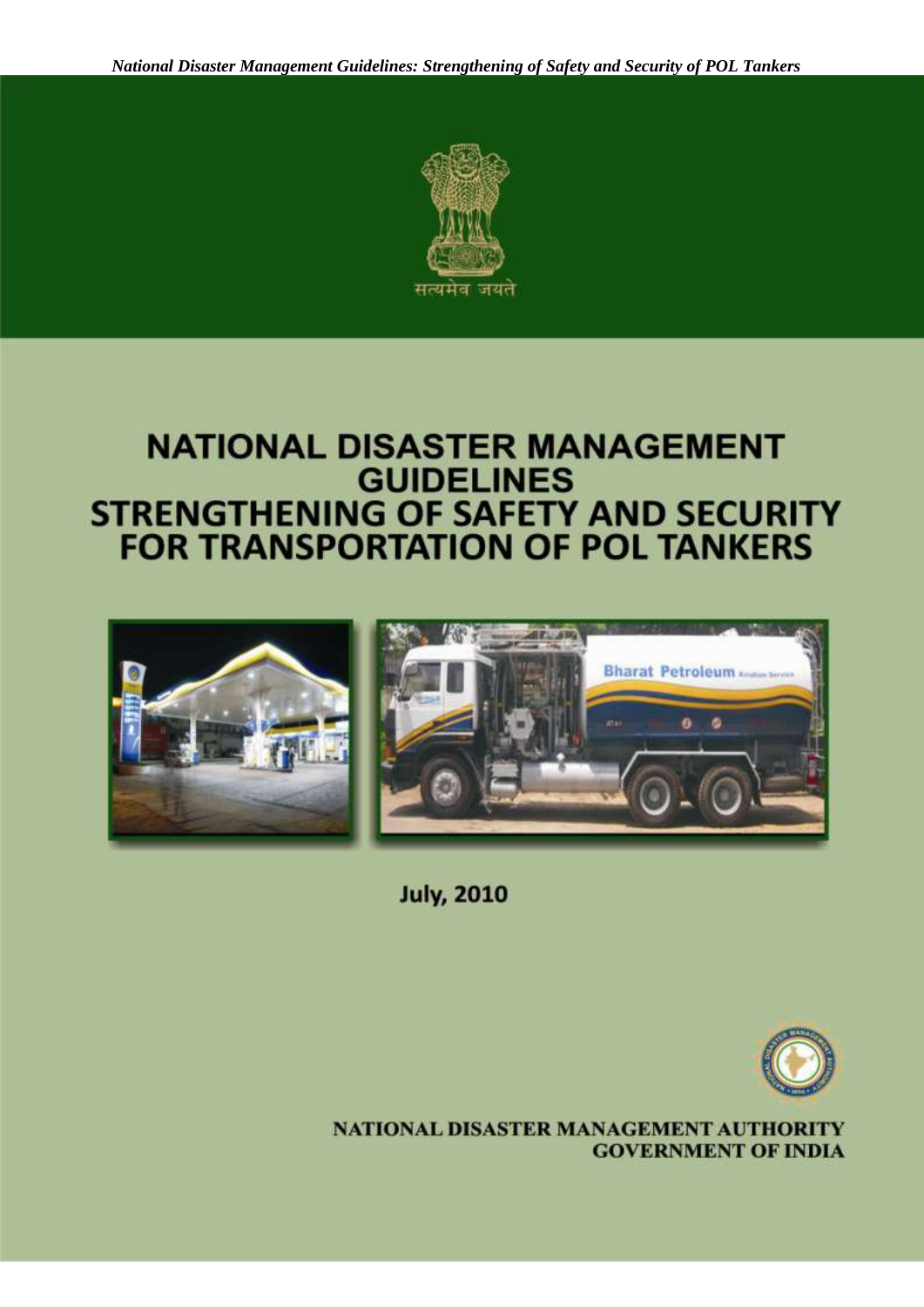सत्यमेव जयते

# NATIONAL DISASTER MANAGEMENT GUIDELINES
# STRENGTHENING OF SAFETY AND SECURITY FOR TRANSPORTATION OF POL TANKERS

July, 2010

**NATIONAL DISASTER MANAGEMENT AUTHORITY**
**GOVERNMENT OF INDIA**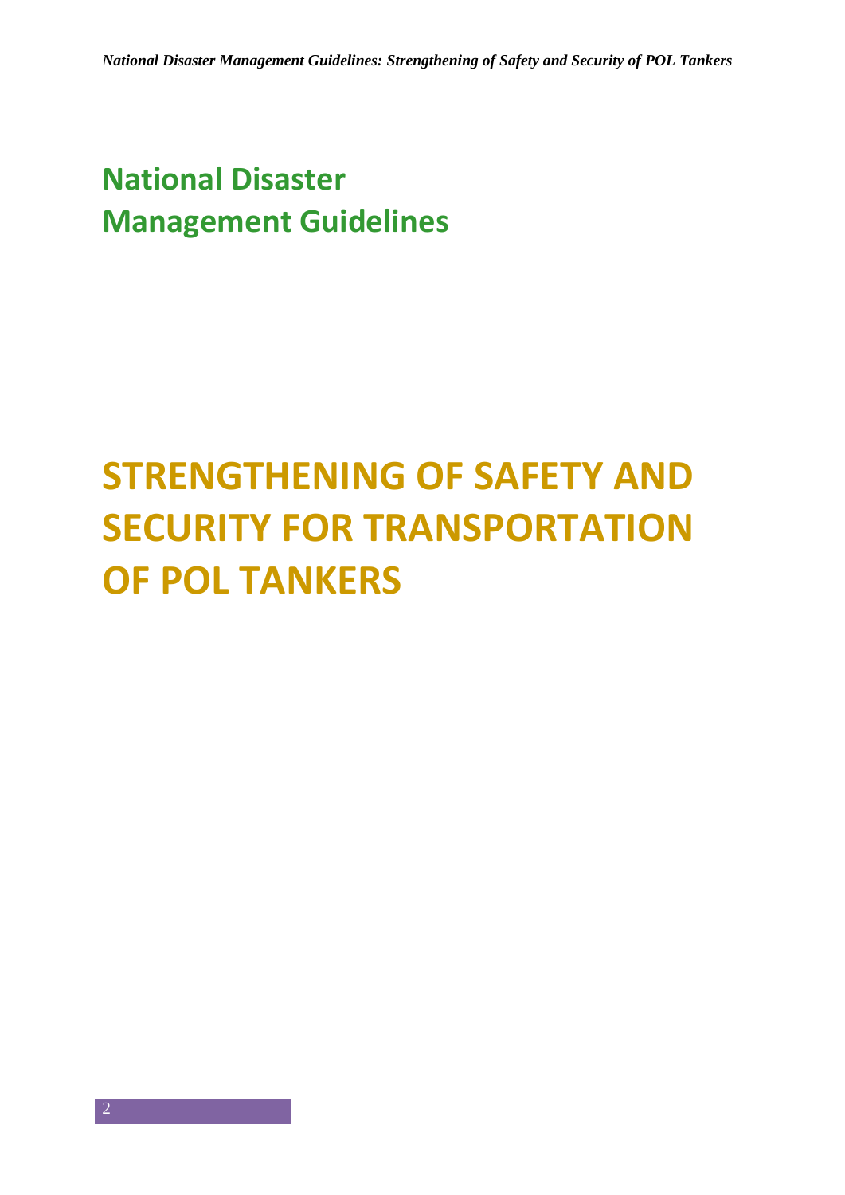# National Disaster Management Guidelines

# STRENGTHENING OF SAFETY AND SECURITY FOR TRANSPORTATION OF POL TANKERS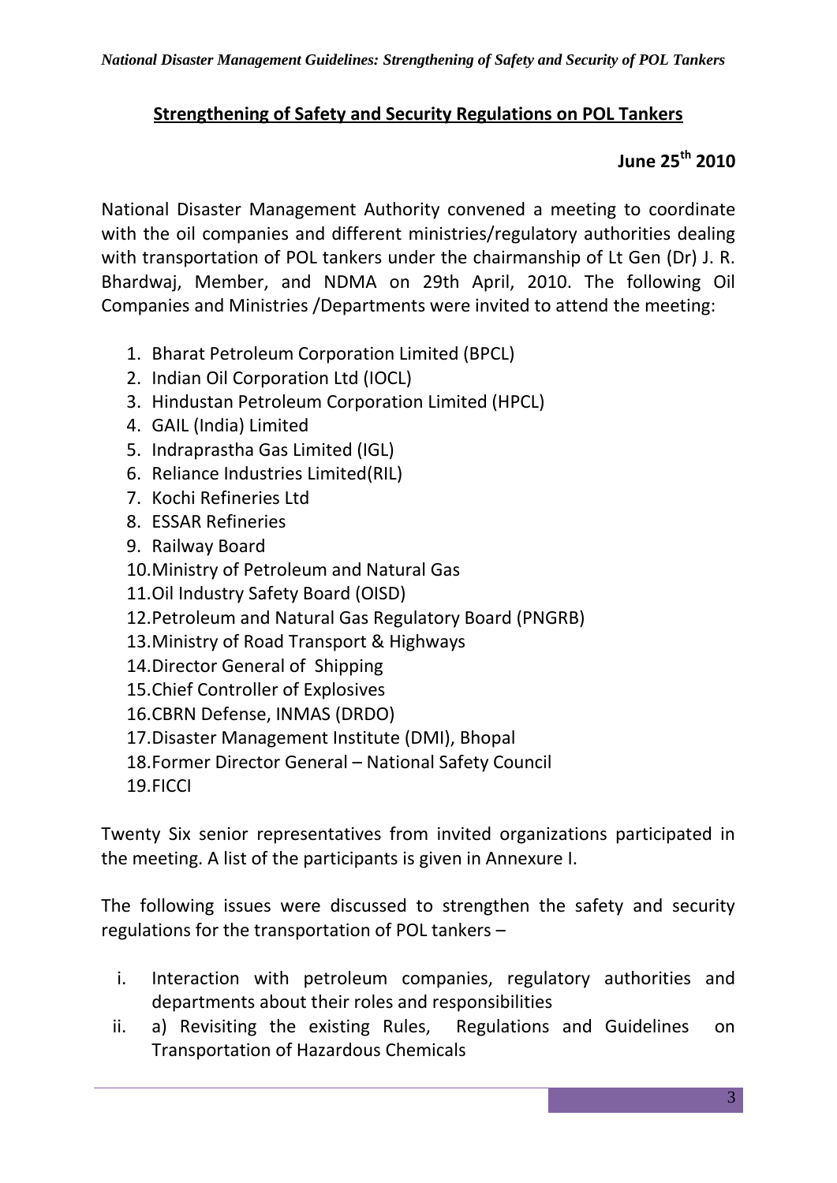## Strengthening of Safety and Security Regulations on POL Tankers

**June 25th 2010**

National Disaster Management Authority convened a meeting to coordinate with the oil companies and different ministries/regulatory authorities dealing with transportation of POL tankers under the chairmanship of Lt Gen (Dr) J. R. Bhardwaj, Member, and NDMA on 29th April, 2010. The following Oil Companies and Ministries /Departments were invited to attend the meeting:

1. Bharat Petroleum Corporation Limited (BPCL)
2. Indian Oil Corporation Ltd (IOCL)
3. Hindustan Petroleum Corporation Limited (HPCL)
4. GAIL (India) Limited
5. Indraprastha Gas Limited (IGL)
6. Reliance Industries Limited(RIL)
7. Kochi Refineries Ltd
8. ESSAR Refineries
9. Railway Board
10. Ministry of Petroleum and Natural Gas
11. Oil Industry Safety Board (OISD)
12. Petroleum and Natural Gas Regulatory Board (PNGRB)
13. Ministry of Road Transport & Highways
14. Director General of Shipping
15. Chief Controller of Explosives
16. CBRN Defense, INMAS (DRDO)
17. Disaster Management Institute (DMI), Bhopal
18. Former Director General – National Safety Council
19. FICCI

Twenty Six senior representatives from invited organizations participated in the meeting. A list of the participants is given in Annexure I.

The following issues were discussed to strengthen the safety and security regulations for the transportation of POL tankers –

i. Interaction with petroleum companies, regulatory authorities and departments about their roles and responsibilities
ii. a) Revisiting the existing Rules, Regulations and Guidelines on Transportation of Hazardous Chemicals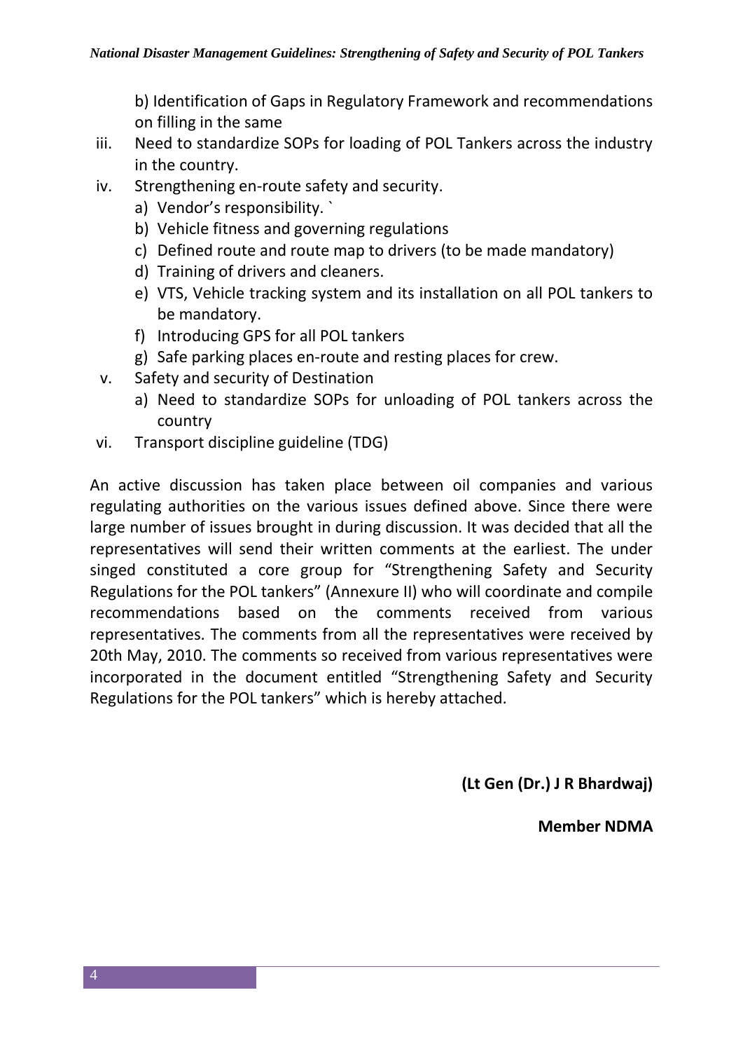b) Identification of Gaps in Regulatory Framework and recommendations on filling in the same

iii. Need to standardize SOPs for loading of POL Tankers across the industry in the country.

iv. Strengthening en-route safety and security.
   a) Vendor's responsibility. `
   b) Vehicle fitness and governing regulations
   c) Defined route and route map to drivers (to be made mandatory)
   d) Training of drivers and cleaners.
   e) VTS, Vehicle tracking system and its installation on all POL tankers to be mandatory.
   f) Introducing GPS for all POL tankers
   g) Safe parking places en-route and resting places for crew.

v. Safety and security of Destination
   a) Need to standardize SOPs for unloading of POL tankers across the country

vi. Transport discipline guideline (TDG)

An active discussion has taken place between oil companies and various regulating authorities on the various issues defined above. Since there were large number of issues brought in during discussion. It was decided that all the representatives will send their written comments at the earliest. The under singed constituted a core group for "Strengthening Safety and Security Regulations for the POL tankers" (Annexure II) who will coordinate and compile recommendations based on the comments received from various representatives. The comments from all the representatives were received by 20th May, 2010. The comments so received from various representatives were incorporated in the document entitled "Strengthening Safety and Security Regulations for the POL tankers" which is hereby attached.

**(Lt Gen (Dr.) J R Bhardwaj)**

**Member NDMA**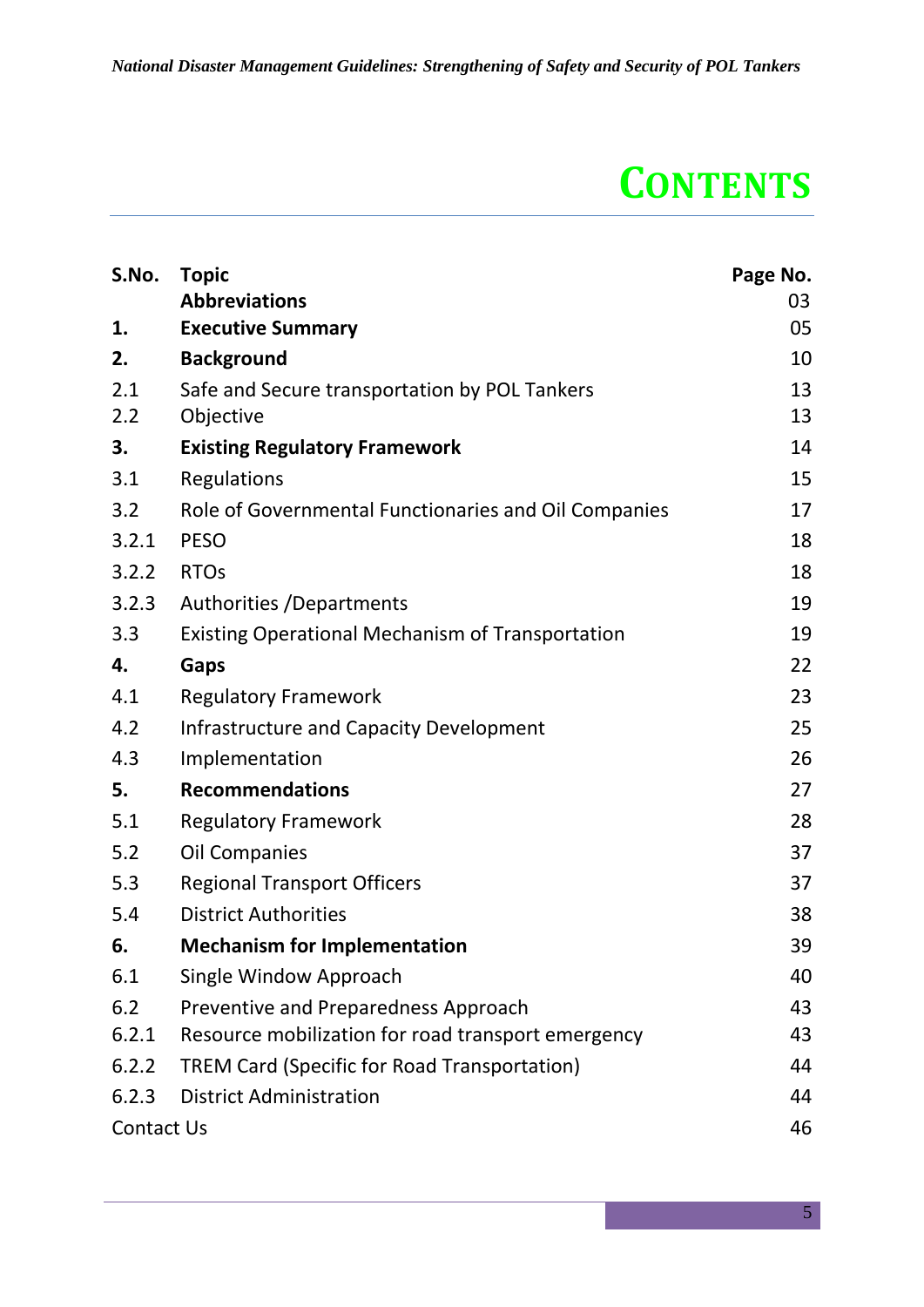# CONTENTS

| S.No. | Topic | Page No. |
|---|---|---|
| | **Abbreviations** | 03 |
| **1.** | **Executive Summary** | 05 |
| **2.** | **Background** | 10 |
| 2.1 | Safe and Secure transportation by POL Tankers | 13 |
| 2.2 | Objective | 13 |
| **3.** | **Existing Regulatory Framework** | 14 |
| 3.1 | Regulations | 15 |
| 3.2 | Role of Governmental Functionaries and Oil Companies | 17 |
| 3.2.1 | PESO | 18 |
| 3.2.2 | RTOs | 18 |
| 3.2.3 | Authorities /Departments | 19 |
| 3.3 | Existing Operational Mechanism of Transportation | 19 |
| **4.** | **Gaps** | 22 |
| 4.1 | Regulatory Framework | 23 |
| 4.2 | Infrastructure and Capacity Development | 25 |
| 4.3 | Implementation | 26 |
| **5.** | **Recommendations** | 27 |
| 5.1 | Regulatory Framework | 28 |
| 5.2 | Oil Companies | 37 |
| 5.3 | Regional Transport Officers | 37 |
| 5.4 | District Authorities | 38 |
| **6.** | **Mechanism for Implementation** | 39 |
| 6.1 | Single Window Approach | 40 |
| 6.2 | Preventive and Preparedness Approach | 43 |
| 6.2.1 | Resource mobilization for road transport emergency | 43 |
| 6.2.2 | TREM Card (Specific for Road Transportation) | 44 |
| 6.2.3 | District Administration | 44 |
| Contact Us | | 46 |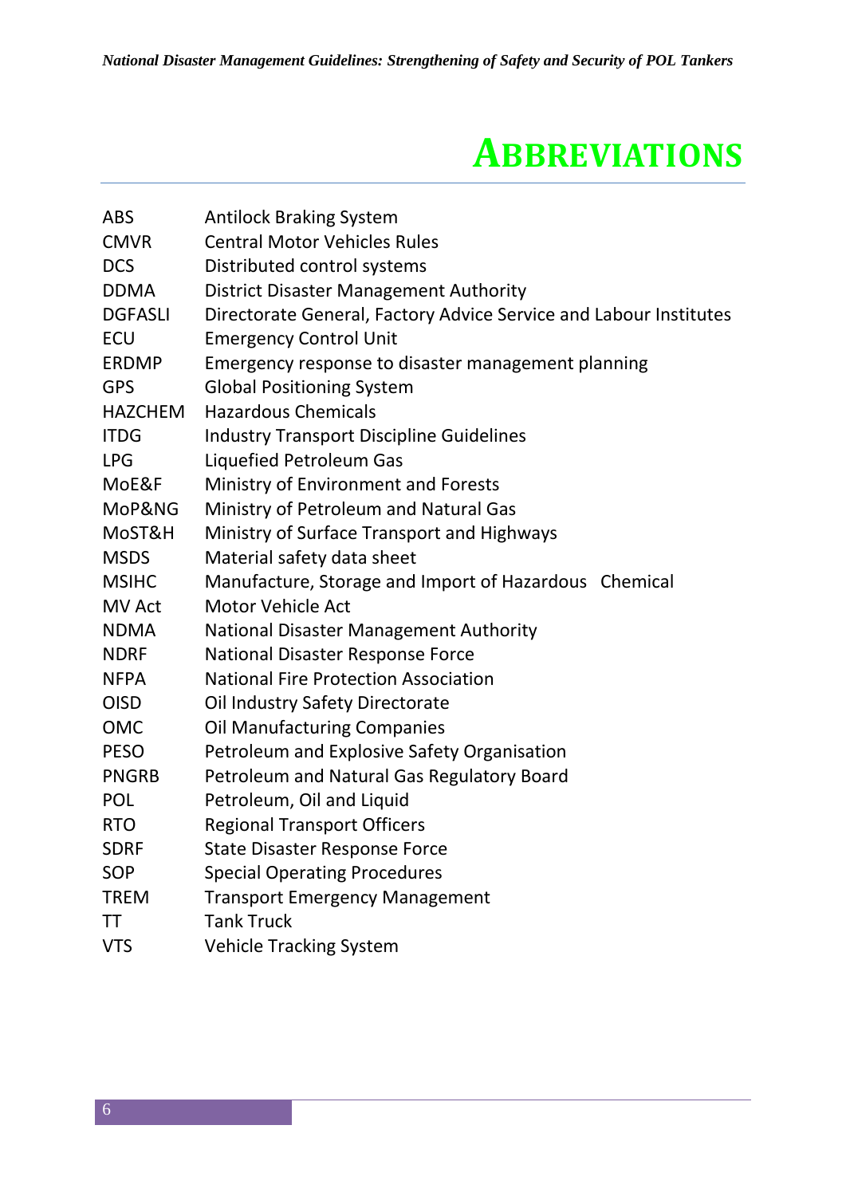# ABBREVIATIONS

| | |
|---|---|
| ABS | Antilock Braking System |
| CMVR | Central Motor Vehicles Rules |
| DCS | Distributed control systems |
| DDMA | District Disaster Management Authority |
| DGFASLI | Directorate General, Factory Advice Service and Labour Institutes |
| ECU | Emergency Control Unit |
| ERDMP | Emergency response to disaster management planning |
| GPS | Global Positioning System |
| HAZCHEM | Hazardous Chemicals |
| ITDG | Industry Transport Discipline Guidelines |
| LPG | Liquefied Petroleum Gas |
| MoE&F | Ministry of Environment and Forests |
| MoP&NG | Ministry of Petroleum and Natural Gas |
| MoST&H | Ministry of Surface Transport and Highways |
| MSDS | Material safety data sheet |
| MSIHC | Manufacture, Storage and Import of Hazardous Chemical |
| MV Act | Motor Vehicle Act |
| NDMA | National Disaster Management Authority |
| NDRF | National Disaster Response Force |
| NFPA | National Fire Protection Association |
| OISD | Oil Industry Safety Directorate |
| OMC | Oil Manufacturing Companies |
| PESO | Petroleum and Explosive Safety Organisation |
| PNGRB | Petroleum and Natural Gas Regulatory Board |
| POL | Petroleum, Oil and Liquid |
| RTO | Regional Transport Officers |
| SDRF | State Disaster Response Force |
| SOP | Special Operating Procedures |
| TREM | Transport Emergency Management |
| TT | Tank Truck |
| VTS | Vehicle Tracking System |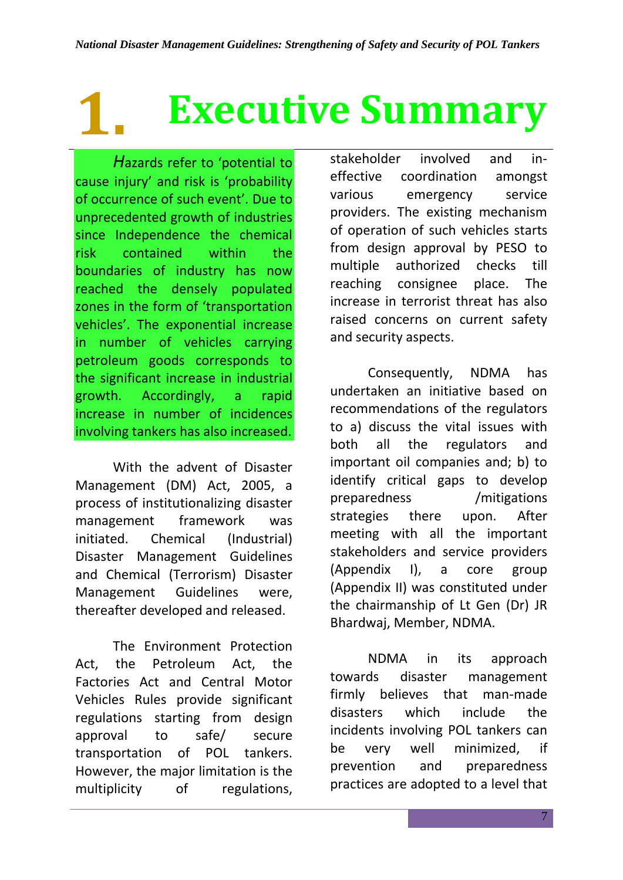# 1. Executive Summary

*H*azards refer to 'potential to cause injury' and risk is 'probability of occurrence of such event'. Due to unprecedented growth of industries since Independence the chemical risk contained within the boundaries of industry has now reached the densely populated zones in the form of 'transportation vehicles'. The exponential increase in number of vehicles carrying petroleum goods corresponds to the significant increase in industrial growth. Accordingly, a rapid increase in number of incidences involving tankers has also increased.

With the advent of Disaster Management (DM) Act, 2005, a process of institutionalizing disaster management framework was initiated. Chemical (Industrial) Disaster Management Guidelines and Chemical (Terrorism) Disaster Management Guidelines were, thereafter developed and released.

The Environment Protection Act, the Petroleum Act, the Factories Act and Central Motor Vehicles Rules provide significant regulations starting from design approval to safe/ secure transportation of POL tankers. However, the major limitation is the multiplicity of regulations, stakeholder involved and in-effective coordination amongst various emergency service providers. The existing mechanism of operation of such vehicles starts from design approval by PESO to multiple authorized checks till reaching consignee place. The increase in terrorist threat has also raised concerns on current safety and security aspects.

Consequently, NDMA has undertaken an initiative based on recommendations of the regulators to a) discuss the vital issues with both all the regulators and important oil companies and; b) to identify critical gaps to develop preparedness /mitigations strategies there upon. After meeting with all the important stakeholders and service providers (Appendix I), a core group (Appendix II) was constituted under the chairmanship of Lt Gen (Dr) JR Bhardwaj, Member, NDMA.

NDMA in its approach towards disaster management firmly believes that man-made disasters which include the incidents involving POL tankers can be very well minimized, if prevention and preparedness practices are adopted to a level that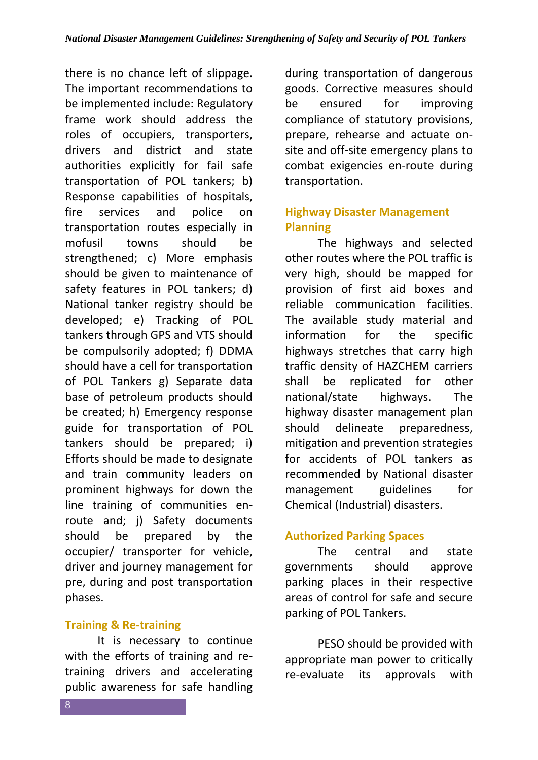there is no chance left of slippage. The important recommendations to be implemented include: Regulatory frame work should address the roles of occupiers, transporters, drivers and district and state authorities explicitly for fail safe transportation of POL tankers; b) Response capabilities of hospitals, fire services and police on transportation routes especially in mofusil towns should be strengthened; c) More emphasis should be given to maintenance of safety features in POL tankers; d) National tanker registry should be developed; e) Tracking of POL tankers through GPS and VTS should be compulsorily adopted; f) DDMA should have a cell for transportation of POL Tankers g) Separate data base of petroleum products should be created; h) Emergency response guide for transportation of POL tankers should be prepared; i) Efforts should be made to designate and train community leaders on prominent highways for down the line training of communities en-route and; j) Safety documents should be prepared by the occupier/ transporter for vehicle, driver and journey management for pre, during and post transportation phases.

### Training & Re-training

It is necessary to continue with the efforts of training and re-training drivers and accelerating public awareness for safe handling during transportation of dangerous goods. Corrective measures should be ensured for improving compliance of statutory provisions, prepare, rehearse and actuate on-site and off-site emergency plans to combat exigencies en-route during transportation.

### Highway Disaster Management Planning

The highways and selected other routes where the POL traffic is very high, should be mapped for provision of first aid boxes and reliable communication facilities. The available study material and information for the specific highways stretches that carry high traffic density of HAZCHEM carriers shall be replicated for other national/state highways. The highway disaster management plan should delineate preparedness, mitigation and prevention strategies for accidents of POL tankers as recommended by National disaster management guidelines for Chemical (Industrial) disasters.

### Authorized Parking Spaces

The central and state governments should approve parking places in their respective areas of control for safe and secure parking of POL Tankers.

PESO should be provided with appropriate man power to critically re-evaluate its approvals with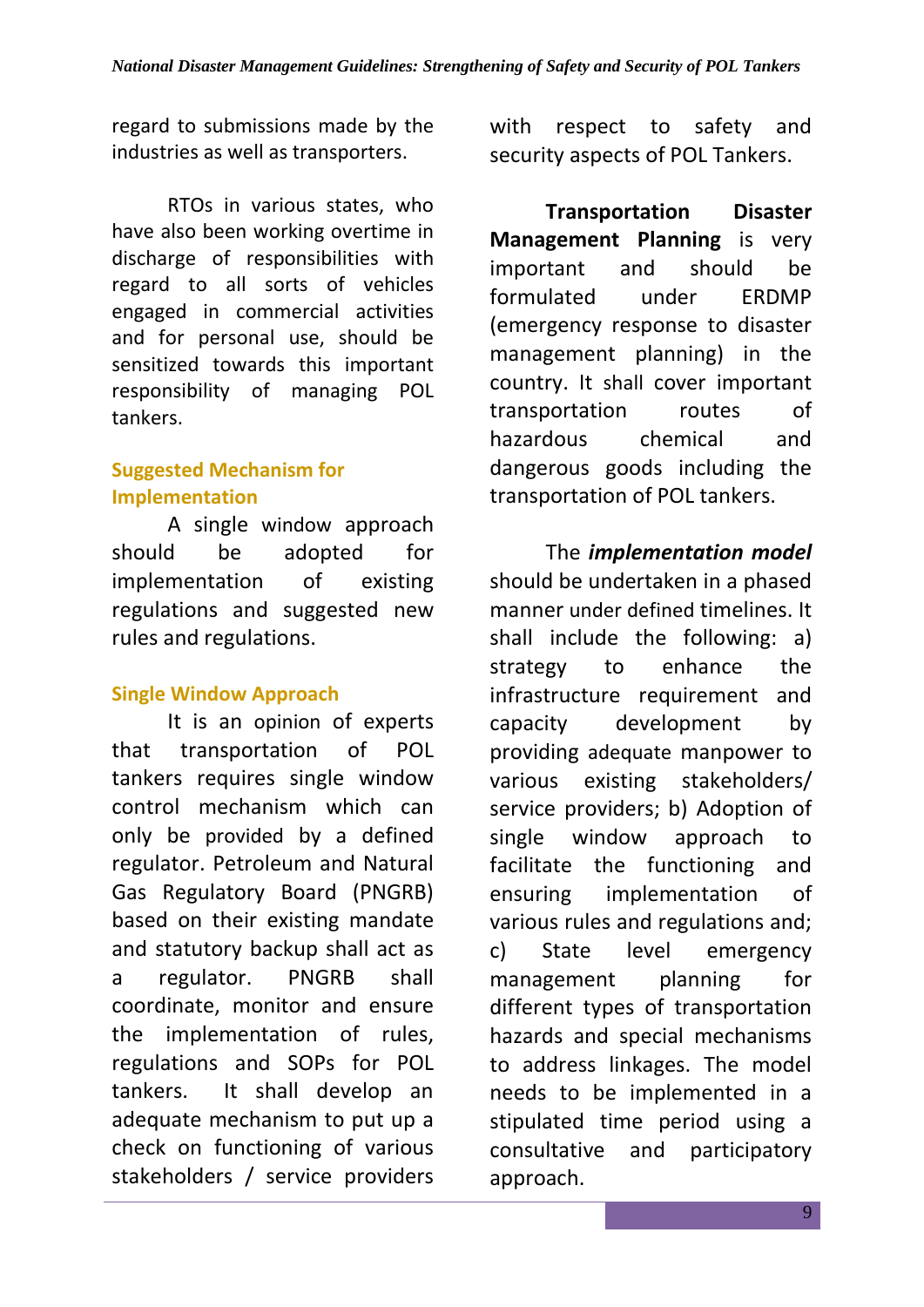regard to submissions made by the industries as well as transporters.

RTOs in various states, who have also been working overtime in discharge of responsibilities with regard to all sorts of vehicles engaged in commercial activities and for personal use, should be sensitized towards this important responsibility of managing POL tankers.

### Suggested Mechanism for Implementation

A single window approach should be adopted for implementation of existing regulations and suggested new rules and regulations.

### Single Window Approach

It is an opinion of experts that transportation of POL tankers requires single window control mechanism which can only be provided by a defined regulator. Petroleum and Natural Gas Regulatory Board (PNGRB) based on their existing mandate and statutory backup shall act as a regulator. PNGRB shall coordinate, monitor and ensure the implementation of rules, regulations and SOPs for POL tankers. It shall develop an adequate mechanism to put up a check on functioning of various stakeholders / service providers with respect to safety and security aspects of POL Tankers.

**Transportation Disaster Management Planning** is very important and should be formulated under ERDMP (emergency response to disaster management planning) in the country. It shall cover important transportation routes of hazardous chemical and dangerous goods including the transportation of POL tankers.

The ***implementation model*** should be undertaken in a phased manner under defined timelines. It shall include the following: a) strategy to enhance the infrastructure requirement and capacity development by providing adequate manpower to various existing stakeholders/ service providers; b) Adoption of single window approach to facilitate the functioning and ensuring implementation of various rules and regulations and; c) State level emergency management planning for different types of transportation hazards and special mechanisms to address linkages. The model needs to be implemented in a stipulated time period using a consultative and participatory approach.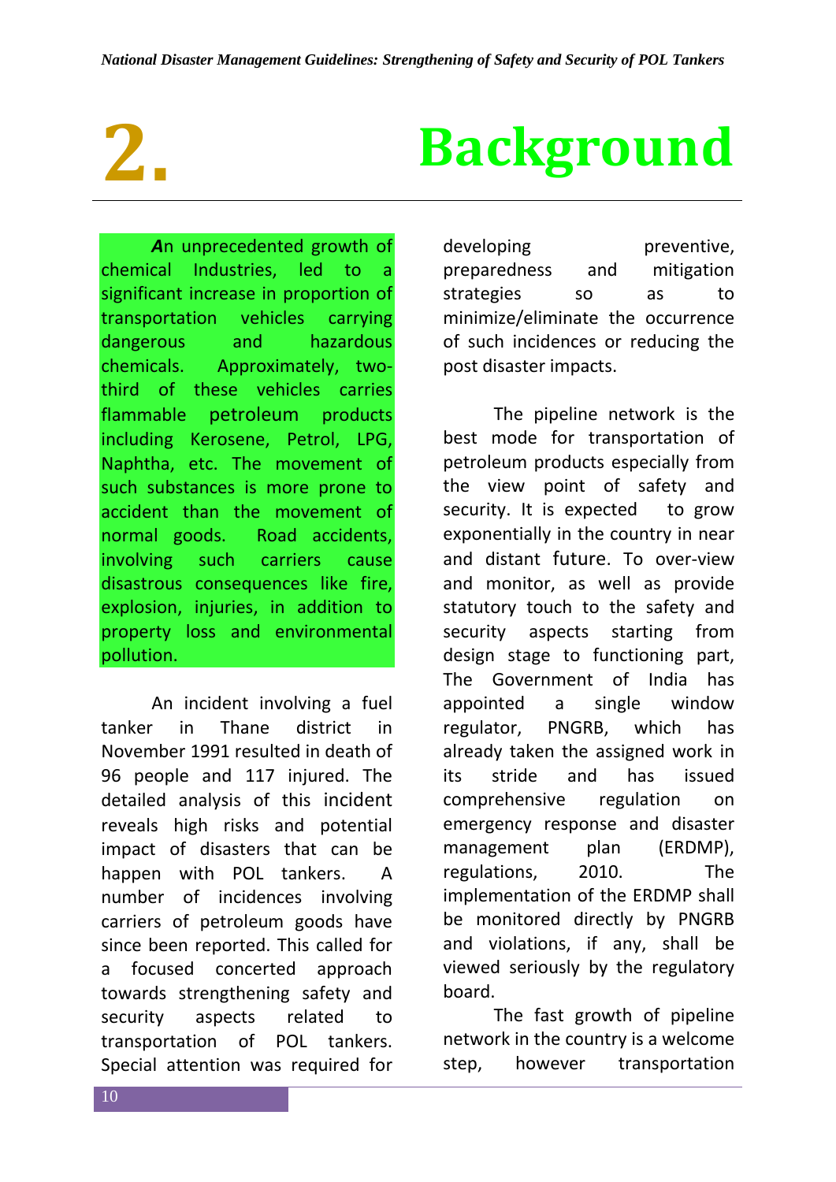# 2. Background

*A*n unprecedented growth of chemical Industries, led to a significant increase in proportion of transportation vehicles carrying dangerous and hazardous chemicals. Approximately, two-third of these vehicles carries flammable petroleum products including Kerosene, Petrol, LPG, Naphtha, etc. The movement of such substances is more prone to accident than the movement of normal goods. Road accidents, involving such carriers cause disastrous consequences like fire, explosion, injuries, in addition to property loss and environmental pollution.

An incident involving a fuel tanker in Thane district in November 1991 resulted in death of 96 people and 117 injured. The detailed analysis of this incident reveals high risks and potential impact of disasters that can be happen with POL tankers. A number of incidences involving carriers of petroleum goods have since been reported. This called for a focused concerted approach towards strengthening safety and security aspects related to transportation of POL tankers. Special attention was required for developing preventive, preparedness and mitigation strategies so as to minimize/eliminate the occurrence of such incidences or reducing the post disaster impacts.

The pipeline network is the best mode for transportation of petroleum products especially from the view point of safety and security. It is expected to grow exponentially in the country in near and distant future. To over-view and monitor, as well as provide statutory touch to the safety and security aspects starting from design stage to functioning part, The Government of India has appointed a single window regulator, PNGRB, which has already taken the assigned work in its stride and has issued comprehensive regulation on emergency response and disaster management plan (ERDMP), regulations, 2010. The implementation of the ERDMP shall be monitored directly by PNGRB and violations, if any, shall be viewed seriously by the regulatory board.

The fast growth of pipeline network in the country is a welcome step, however transportation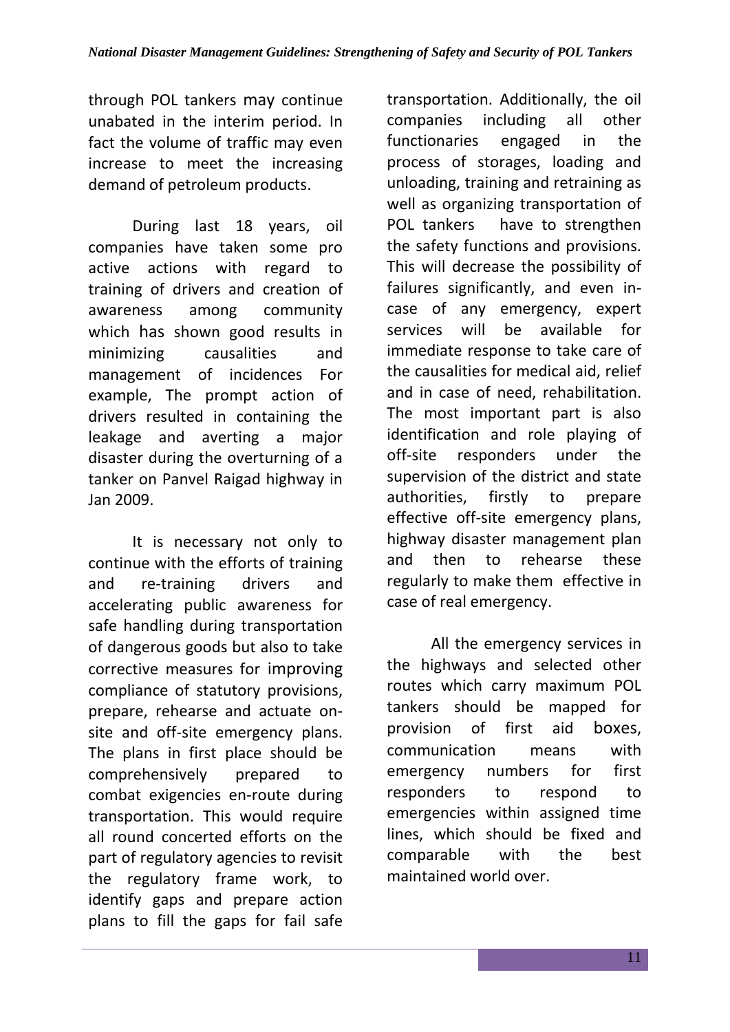through POL tankers may continue unabated in the interim period. In fact the volume of traffic may even increase to meet the increasing demand of petroleum products.

During last 18 years, oil companies have taken some pro active actions with regard to training of drivers and creation of awareness among community which has shown good results in minimizing causalities and management of incidences For example, The prompt action of drivers resulted in containing the leakage and averting a major disaster during the overturning of a tanker on Panvel Raigad highway in Jan 2009.

It is necessary not only to continue with the efforts of training and re-training drivers and accelerating public awareness for safe handling during transportation of dangerous goods but also to take corrective measures for improving compliance of statutory provisions, prepare, rehearse and actuate on-site and off-site emergency plans. The plans in first place should be comprehensively prepared to combat exigencies en-route during transportation. This would require all round concerted efforts on the part of regulatory agencies to revisit the regulatory frame work, to identify gaps and prepare action plans to fill the gaps for fail safe transportation. Additionally, the oil companies including all other functionaries engaged in the process of storages, loading and unloading, training and retraining as well as organizing transportation of POL tankers have to strengthen the safety functions and provisions. This will decrease the possibility of failures significantly, and even in-case of any emergency, expert services will be available for immediate response to take care of the causalities for medical aid, relief and in case of need, rehabilitation. The most important part is also identification and role playing of off-site responders under the supervision of the district and state authorities, firstly to prepare effective off-site emergency plans, highway disaster management plan and then to rehearse these regularly to make them effective in case of real emergency.

All the emergency services in the highways and selected other routes which carry maximum POL tankers should be mapped for provision of first aid boxes, communication means with emergency numbers for first responders to respond to emergencies within assigned time lines, which should be fixed and comparable with the best maintained world over.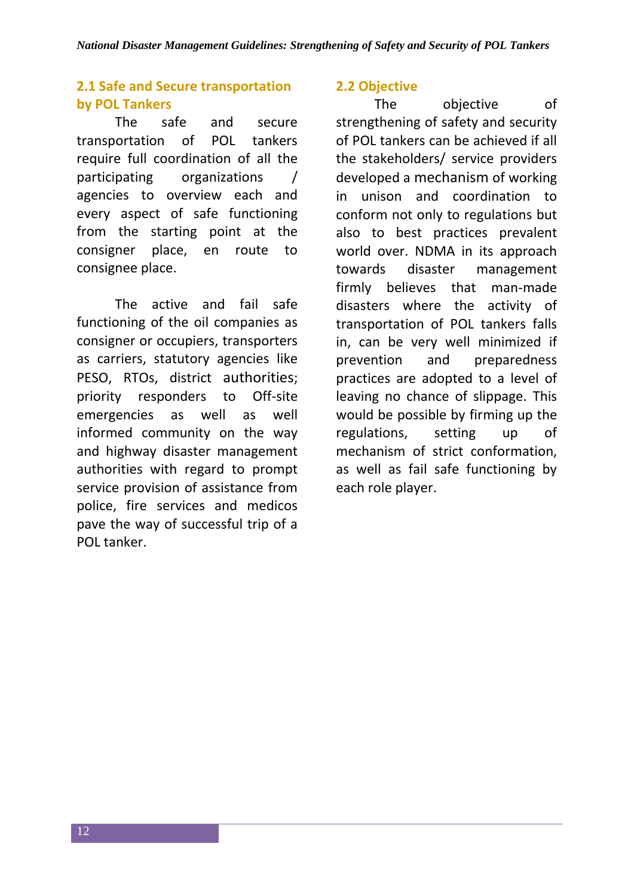## 2.1 Safe and Secure transportation by POL Tankers

The safe and secure transportation of POL tankers require full coordination of all the participating organizations / agencies to overview each and every aspect of safe functioning from the starting point at the consigner place, en route to consignee place.

The active and fail safe functioning of the oil companies as consigner or occupiers, transporters as carriers, statutory agencies like PESO, RTOs, district authorities; priority responders to Off-site emergencies as well as well informed community on the way and highway disaster management authorities with regard to prompt service provision of assistance from police, fire services and medicos pave the way of successful trip of a POL tanker.

## 2.2 Objective

The objective of strengthening of safety and security of POL tankers can be achieved if all the stakeholders/ service providers developed a mechanism of working in unison and coordination to conform not only to regulations but also to best practices prevalent world over. NDMA in its approach towards disaster management firmly believes that man-made disasters where the activity of transportation of POL tankers falls in, can be very well minimized if prevention and preparedness practices are adopted to a level of leaving no chance of slippage. This would be possible by firming up the regulations, setting up of mechanism of strict conformation, as well as fail safe functioning by each role player.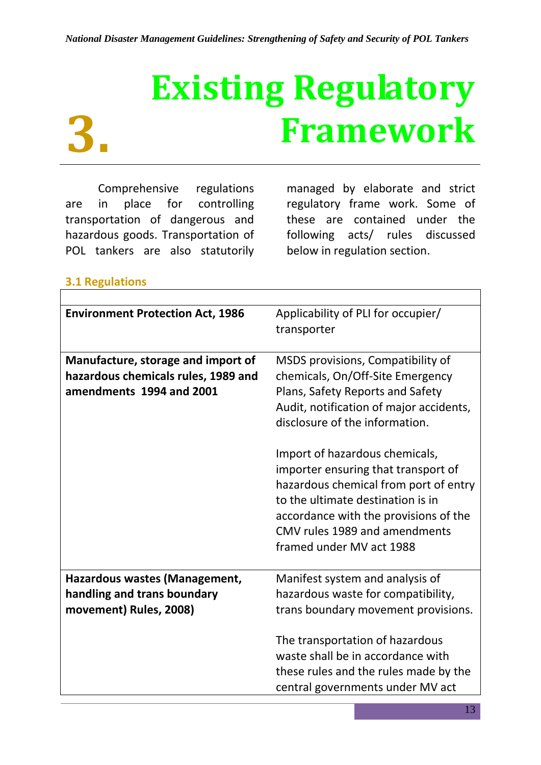# 3. Existing Regulatory Framework

Comprehensive regulations are in place for controlling transportation of dangerous and hazardous goods. Transportation of POL tankers are also statutorily managed by elaborate and strict regulatory frame work. Some of these are contained under the following acts/ rules discussed below in regulation section.

## 3.1 Regulations

| | |
|---|---|
| **Environment Protection Act, 1986** | Applicability of PLI for occupier/ transporter |
| **Manufacture, storage and import of hazardous chemicals rules, 1989 and amendments 1994 and 2001** | MSDS provisions, Compatibility of chemicals, On/Off-Site Emergency Plans, Safety Reports and Safety Audit, notification of major accidents, disclosure of the information.<br><br>Import of hazardous chemicals, importer ensuring that transport of hazardous chemical from port of entry to the ultimate destination is in accordance with the provisions of the CMV rules 1989 and amendments framed under MV act 1988 |
| **Hazardous wastes (Management, handling and trans boundary movement) Rules, 2008)** | Manifest system and analysis of hazardous waste for compatibility, trans boundary movement provisions.<br><br>The transportation of hazardous waste shall be in accordance with these rules and the rules made by the central governments under MV act |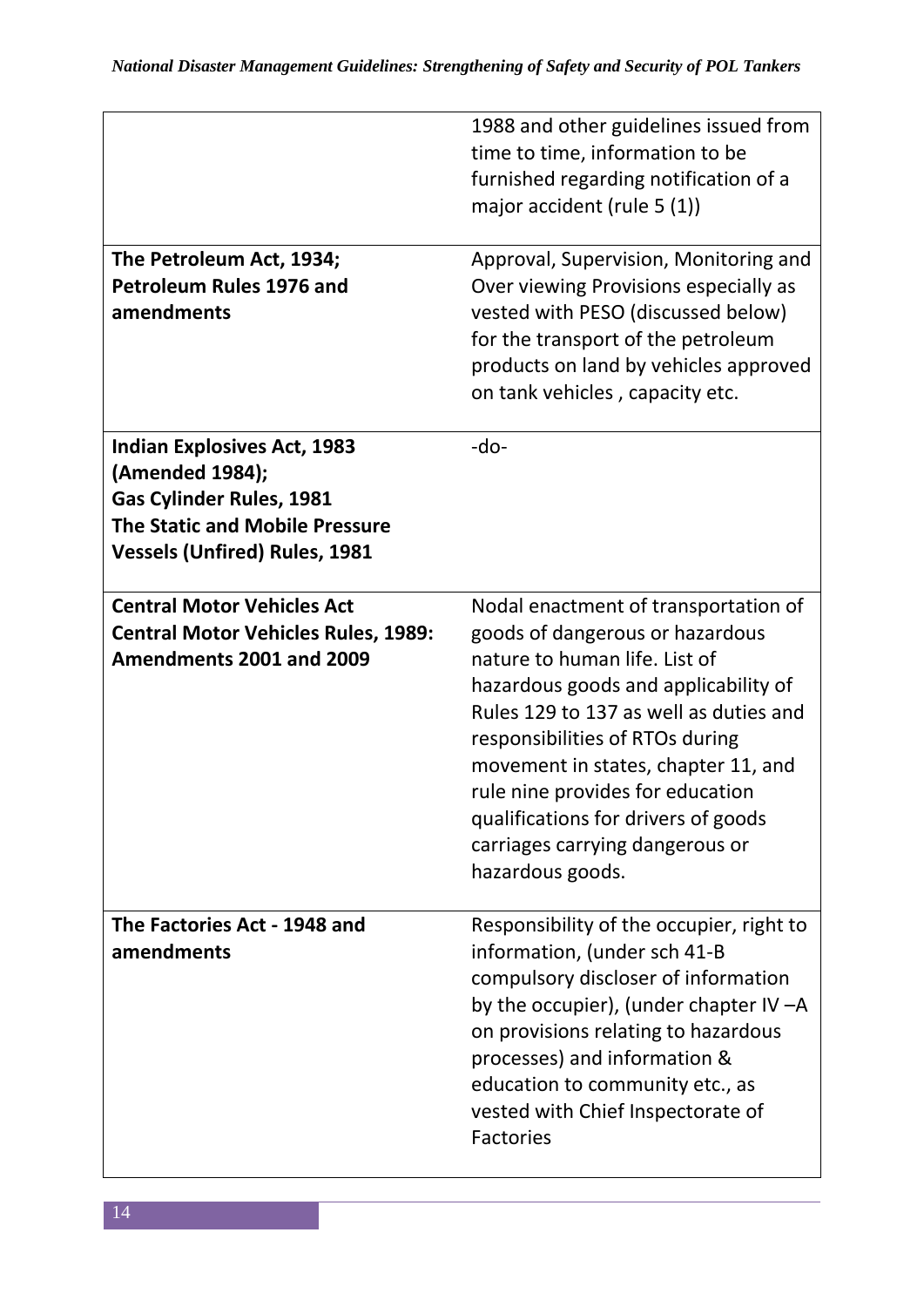|  |  |
|---|---|
|  | 1988 and other guidelines issued from time to time, information to be furnished regarding notification of a major accident (rule 5 (1)) |
| **The Petroleum Act, 1934; Petroleum Rules 1976 and amendments** | Approval, Supervision, Monitoring and Over viewing Provisions especially as vested with PESO (discussed below) for the transport of the petroleum products on land by vehicles approved on tank vehicles , capacity etc. |
| **Indian Explosives Act, 1983 (Amended 1984); Gas Cylinder Rules, 1981 The Static and Mobile Pressure Vessels (Unfired) Rules, 1981** | -do- |
| **Central Motor Vehicles Act Central Motor Vehicles Rules, 1989: Amendments 2001 and 2009** | Nodal enactment of transportation of goods of dangerous or hazardous nature to human life. List of hazardous goods and applicability of Rules 129 to 137 as well as duties and responsibilities of RTOs during movement in states, chapter 11, and rule nine provides for education qualifications for drivers of goods carriages carrying dangerous or hazardous goods. |
| **The Factories Act - 1948 and amendments** | Responsibility of the occupier, right to information, (under sch 41-B compulsory discloser of information by the occupier), (under chapter IV –A on provisions relating to hazardous processes) and information & education to community etc., as vested with Chief Inspectorate of Factories |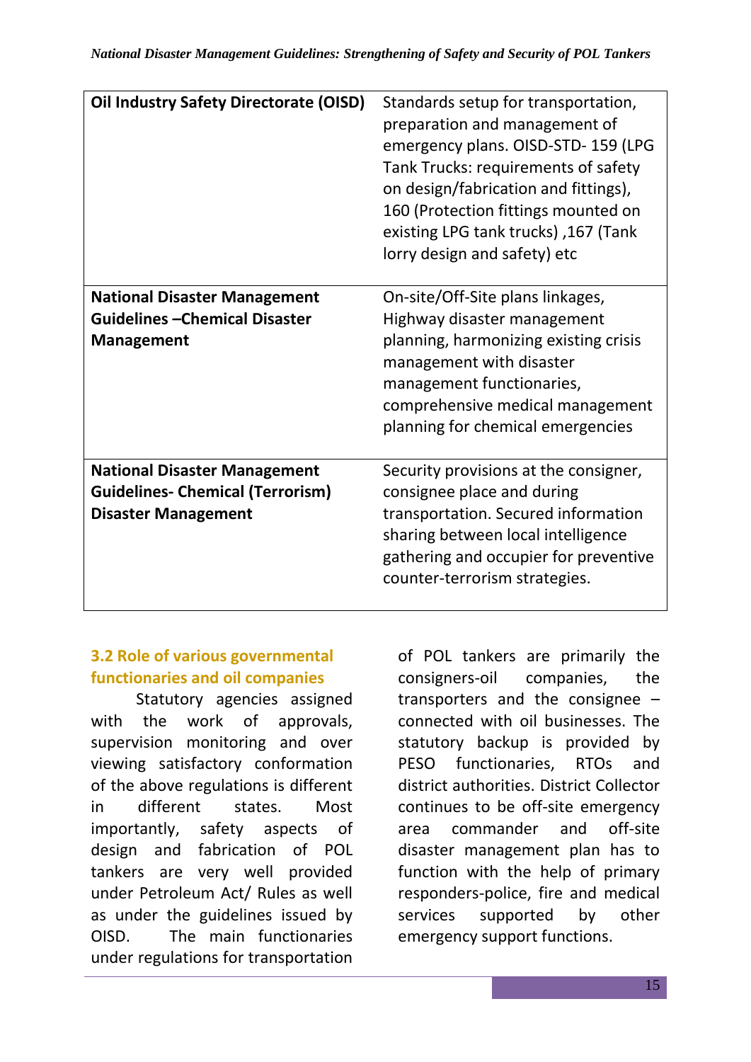| | |
|---|---|
| **Oil Industry Safety Directorate (OISD)** | Standards setup for transportation, preparation and management of emergency plans. OISD-STD- 159 (LPG Tank Trucks: requirements of safety on design/fabrication and fittings), 160 (Protection fittings mounted on existing LPG tank trucks) ,167 (Tank lorry design and safety) etc |
| **National Disaster Management Guidelines –Chemical Disaster Management** | On-site/Off-Site plans linkages, Highway disaster management planning, harmonizing existing crisis management with disaster management functionaries, comprehensive medical management planning for chemical emergencies |
| **National Disaster Management Guidelines- Chemical (Terrorism) Disaster Management** | Security provisions at the consigner, consignee place and during transportation. Secured information sharing between local intelligence gathering and occupier for preventive counter-terrorism strategies. |

### 3.2 Role of various governmental functionaries and oil companies

Statutory agencies assigned with the work of approvals, supervision monitoring and over viewing satisfactory conformation of the above regulations is different in different states. Most importantly, safety aspects of design and fabrication of POL tankers are very well provided under Petroleum Act/ Rules as well as under the guidelines issued by OISD. The main functionaries under regulations for transportation of POL tankers are primarily the consigners-oil companies, the transporters and the consignee – connected with oil businesses. The statutory backup is provided by PESO functionaries, RTOs and district authorities. District Collector continues to be off-site emergency area commander and off-site disaster management plan has to function with the help of primary responders-police, fire and medical services supported by other emergency support functions.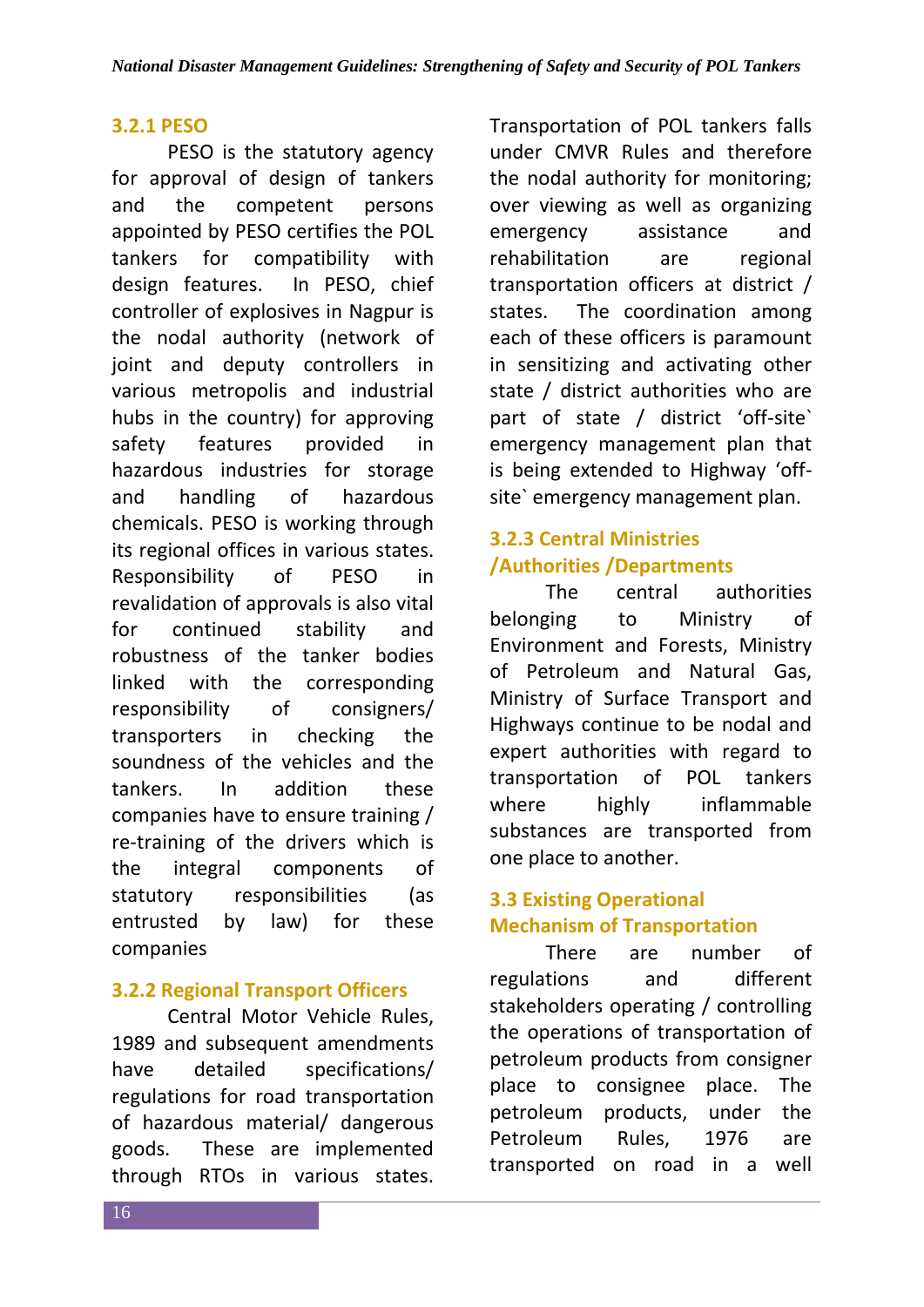### 3.2.1 PESO

PESO is the statutory agency for approval of design of tankers and the competent persons appointed by PESO certifies the POL tankers for compatibility with design features. In PESO, chief controller of explosives in Nagpur is the nodal authority (network of joint and deputy controllers in various metropolis and industrial hubs in the country) for approving safety features provided in hazardous industries for storage and handling of hazardous chemicals. PESO is working through its regional offices in various states. Responsibility of PESO in revalidation of approvals is also vital for continued stability and robustness of the tanker bodies linked with the corresponding responsibility of consigners/ transporters in checking the soundness of the vehicles and the tankers. In addition these companies have to ensure training / re-training of the drivers which is the integral components of statutory responsibilities (as entrusted by law) for these companies

### 3.2.2 Regional Transport Officers

Central Motor Vehicle Rules, 1989 and subsequent amendments have detailed specifications/ regulations for road transportation of hazardous material/ dangerous goods. These are implemented through RTOs in various states. Transportation of POL tankers falls under CMVR Rules and therefore the nodal authority for monitoring; over viewing as well as organizing emergency assistance and rehabilitation are regional transportation officers at district / states. The coordination among each of these officers is paramount in sensitizing and activating other state / district authorities who are part of state / district 'off-site` emergency management plan that is being extended to Highway 'off-site` emergency management plan.

### 3.2.3 Central Ministries /Authorities /Departments

The central authorities belonging to Ministry of Environment and Forests, Ministry of Petroleum and Natural Gas, Ministry of Surface Transport and Highways continue to be nodal and expert authorities with regard to transportation of POL tankers where highly inflammable substances are transported from one place to another.

## 3.3 Existing Operational Mechanism of Transportation

There are number of regulations and different stakeholders operating / controlling the operations of transportation of petroleum products from consigner place to consignee place. The petroleum products, under the Petroleum Rules, 1976 are transported on road in a well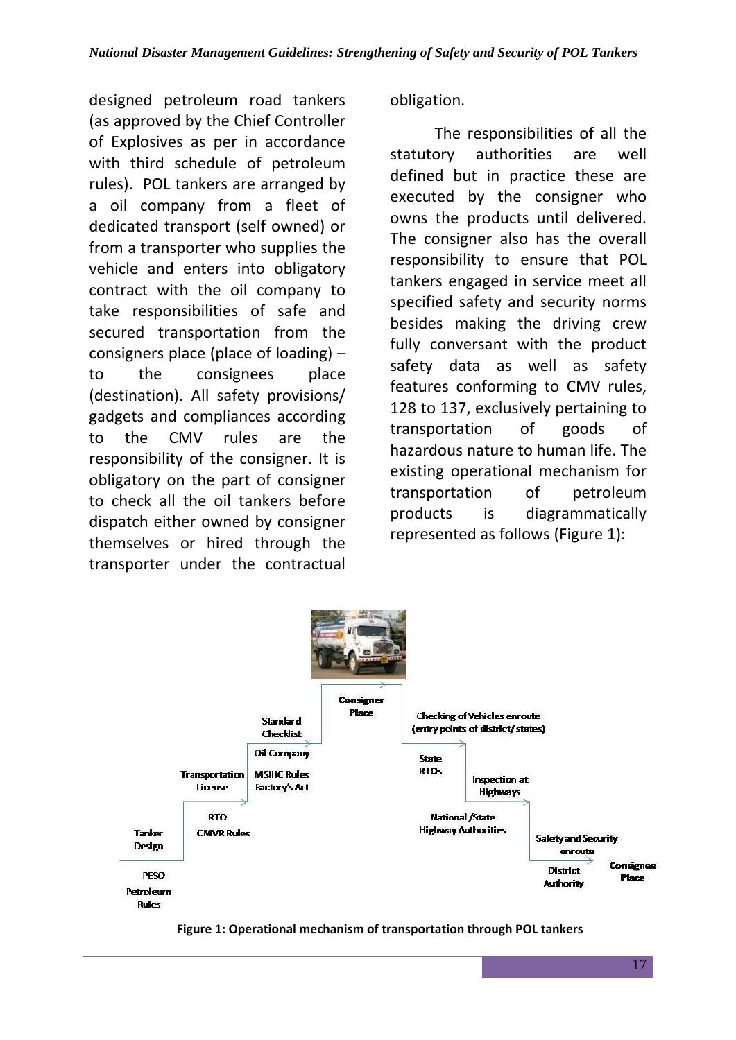designed petroleum road tankers (as approved by the Chief Controller of Explosives as per in accordance with third schedule of petroleum rules). POL tankers are arranged by a oil company from a fleet of dedicated transport (self owned) or from a transporter who supplies the vehicle and enters into obligatory contract with the oil company to take responsibilities of safe and secured transportation from the consigners place (place of loading) – to the consignees place (destination). All safety provisions/ gadgets and compliances according to the CMV rules are the responsibility of the consigner. It is obligatory on the part of consigner to check all the oil tankers before dispatch either owned by consigner themselves or hired through the transporter under the contractual obligation.

The responsibilities of all the statutory authorities are well defined but in practice these are executed by the consigner who owns the products until delivered. The consigner also has the overall responsibility to ensure that POL tankers engaged in service meet all specified safety and security norms besides making the driving crew fully conversant with the product safety data as well as safety features conforming to CMV rules, 128 to 137, exclusively pertaining to transportation of goods of hazardous nature to human life. The existing operational mechanism for transportation of petroleum products is diagrammatically represented as follows (Figure 1):

Tanker Design – PESO Petroleum Rules → Transportation License – RTO CMVR Rules → Standard Checklist – Oil Company MSIHC Rules Factory's Act → Consigner Place → Checking of Vehicles enroute (entry points of district/states) – State RTOs → Inspection at Highways – National /State Highway Authorities → Safety and Security enroute – District Authority → Consignee Place

**Figure 1: Operational mechanism of transportation through POL tankers**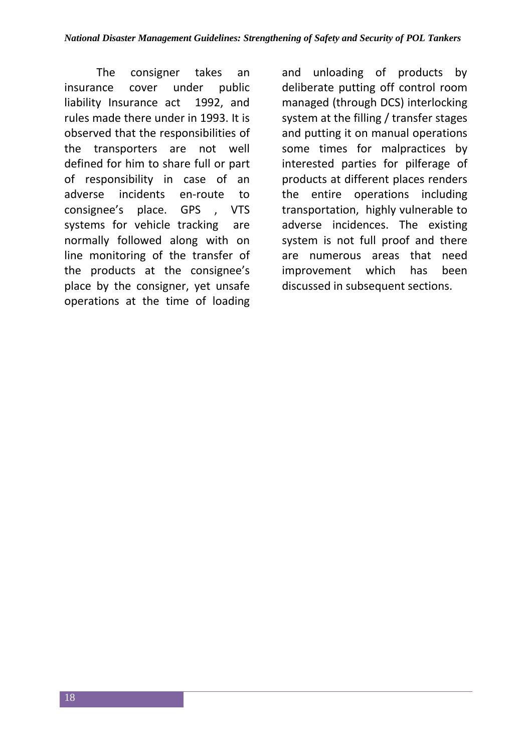The consigner takes an insurance cover under public liability Insurance act 1992, and rules made there under in 1993. It is observed that the responsibilities of the transporters are not well defined for him to share full or part of responsibility in case of an adverse incidents en-route to consignee's place. GPS , VTS systems for vehicle tracking are normally followed along with on line monitoring of the transfer of the products at the consignee's place by the consigner, yet unsafe operations at the time of loading and unloading of products by deliberate putting off control room managed (through DCS) interlocking system at the filling / transfer stages and putting it on manual operations some times for malpractices by interested parties for pilferage of products at different places renders the entire operations including transportation, highly vulnerable to adverse incidences. The existing system is not full proof and there are numerous areas that need improvement which has been discussed in subsequent sections.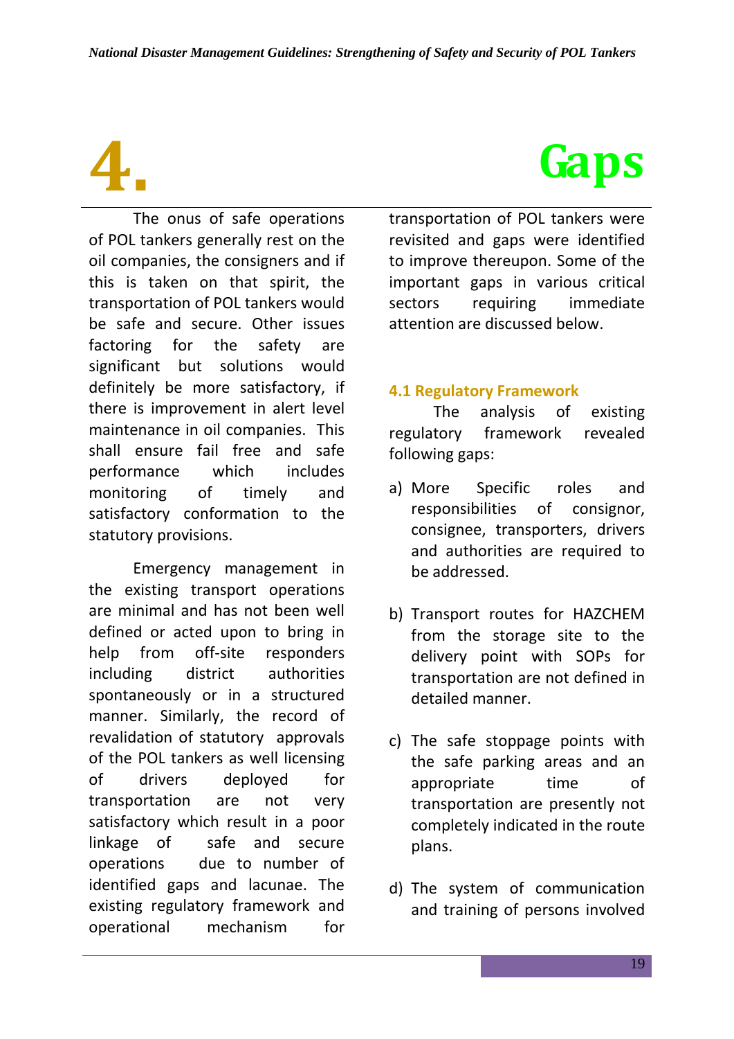# 4. Gaps

The onus of safe operations of POL tankers generally rest on the oil companies, the consigners and if this is taken on that spirit, the transportation of POL tankers would be safe and secure. Other issues factoring for the safety are significant but solutions would definitely be more satisfactory, if there is improvement in alert level maintenance in oil companies. This shall ensure fail free and safe performance which includes monitoring of timely and satisfactory conformation to the statutory provisions.

Emergency management in the existing transport operations are minimal and has not been well defined or acted upon to bring in help from off-site responders including district authorities spontaneously or in a structured manner. Similarly, the record of revalidation of statutory approvals of the POL tankers as well licensing of drivers deployed for transportation are not very satisfactory which result in a poor linkage of safe and secure operations due to number of identified gaps and lacunae. The existing regulatory framework and operational mechanism for transportation of POL tankers were revisited and gaps were identified to improve thereupon. Some of the important gaps in various critical sectors requiring immediate attention are discussed below.

## 4.1 Regulatory Framework

The analysis of existing regulatory framework revealed following gaps:

a) More Specific roles and responsibilities of consignor, consignee, transporters, drivers and authorities are required to be addressed.

b) Transport routes for HAZCHEM from the storage site to the delivery point with SOPs for transportation are not defined in detailed manner.

c) The safe stoppage points with the safe parking areas and an appropriate time of transportation are presently not completely indicated in the route plans.

d) The system of communication and training of persons involved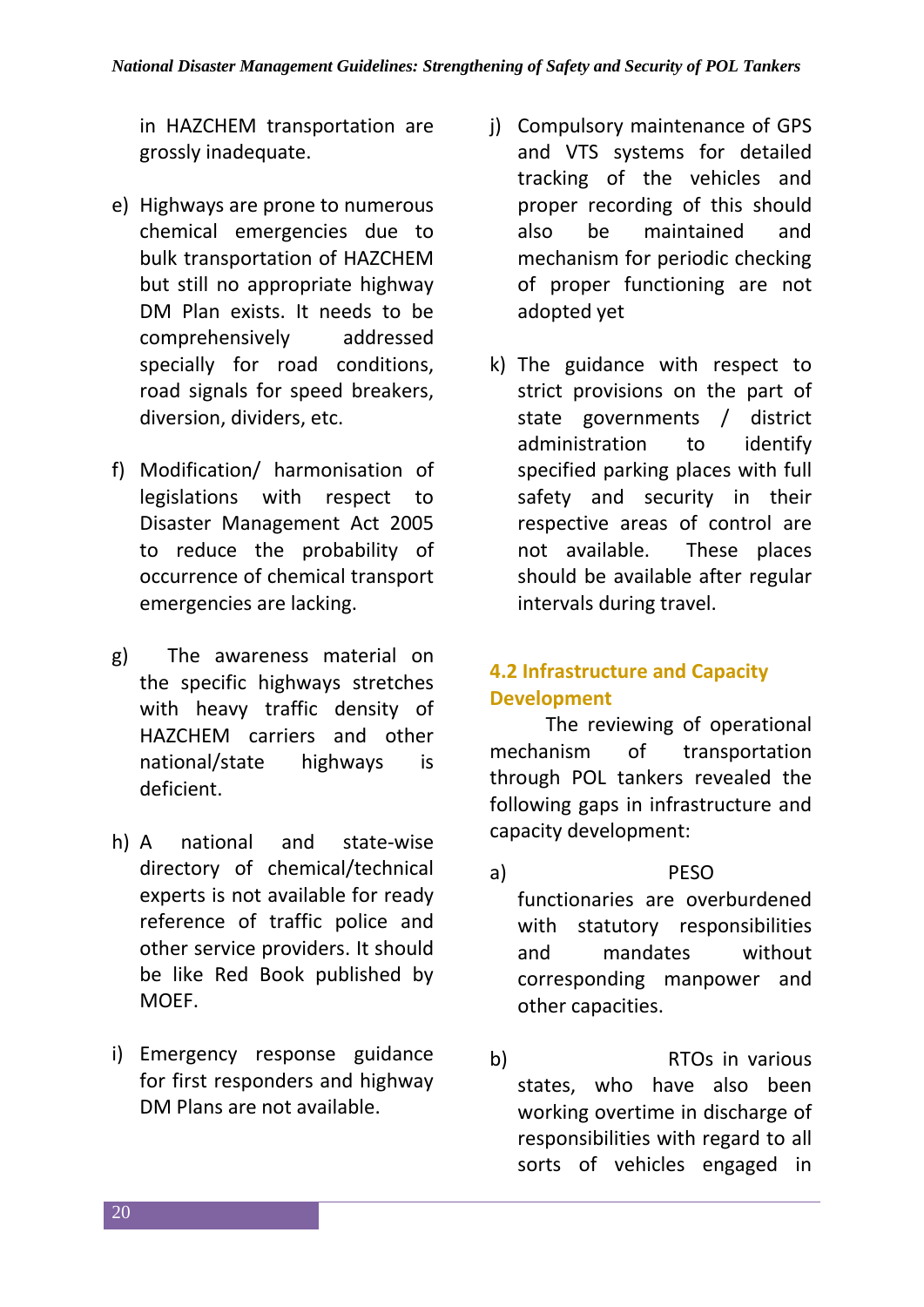in HAZCHEM transportation are grossly inadequate.

e) Highways are prone to numerous chemical emergencies due to bulk transportation of HAZCHEM but still no appropriate highway DM Plan exists. It needs to be comprehensively addressed specially for road conditions, road signals for speed breakers, diversion, dividers, etc.

f) Modification/ harmonisation of legislations with respect to Disaster Management Act 2005 to reduce the probability of occurrence of chemical transport emergencies are lacking.

g) The awareness material on the specific highways stretches with heavy traffic density of HAZCHEM carriers and other national/state highways is deficient.

h) A national and state-wise directory of chemical/technical experts is not available for ready reference of traffic police and other service providers. It should be like Red Book published by MOEF.

i) Emergency response guidance for first responders and highway DM Plans are not available.

j) Compulsory maintenance of GPS and VTS systems for detailed tracking of the vehicles and proper recording of this should also be maintained and mechanism for periodic checking of proper functioning are not adopted yet

k) The guidance with respect to strict provisions on the part of state governments / district administration to identify specified parking places with full safety and security in their respective areas of control are not available. These places should be available after regular intervals during travel.

### 4.2 Infrastructure and Capacity Development

The reviewing of operational mechanism of transportation through POL tankers revealed the following gaps in infrastructure and capacity development:

a) PESO functionaries are overburdened with statutory responsibilities and mandates without corresponding manpower and other capacities.

b) RTOs in various states, who have also been working overtime in discharge of responsibilities with regard to all sorts of vehicles engaged in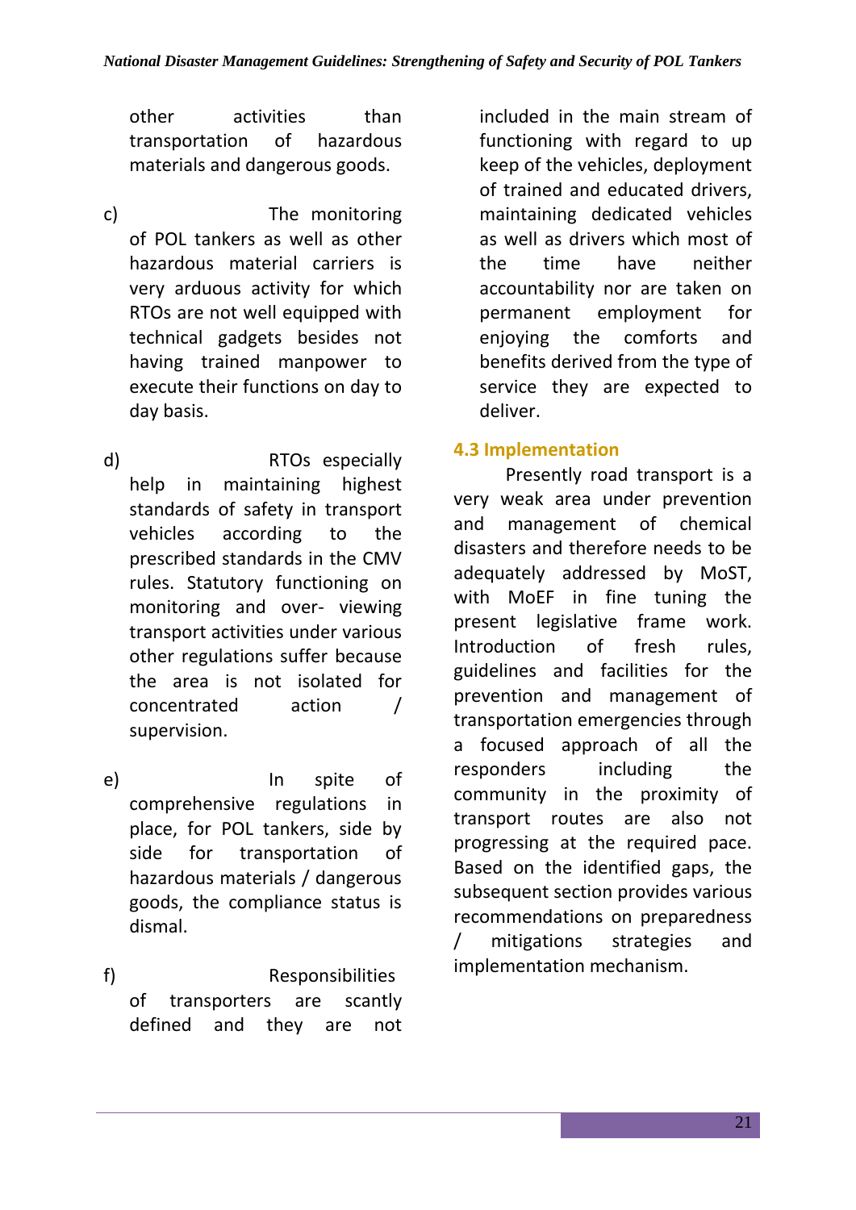other activities than transportation of hazardous materials and dangerous goods.

c) The monitoring of POL tankers as well as other hazardous material carriers is very arduous activity for which RTOs are not well equipped with technical gadgets besides not having trained manpower to execute their functions on day to day basis.

d) RTOs especially help in maintaining highest standards of safety in transport vehicles according to the prescribed standards in the CMV rules. Statutory functioning on monitoring and over- viewing transport activities under various other regulations suffer because the area is not isolated for concentrated action / supervision.

e) In spite of comprehensive regulations in place, for POL tankers, side by side for transportation of hazardous materials / dangerous goods, the compliance status is dismal.

f) Responsibilities of transporters are scantly defined and they are not included in the main stream of functioning with regard to up keep of the vehicles, deployment of trained and educated drivers, maintaining dedicated vehicles as well as drivers which most of the time have neither accountability nor are taken on permanent employment for enjoying the comforts and benefits derived from the type of service they are expected to deliver.

## 4.3 Implementation

Presently road transport is a very weak area under prevention and management of chemical disasters and therefore needs to be adequately addressed by MoST, with MoEF in fine tuning the present legislative frame work. Introduction of fresh rules, guidelines and facilities for the prevention and management of transportation emergencies through a focused approach of all the responders including the community in the proximity of transport routes are also not progressing at the required pace. Based on the identified gaps, the subsequent section provides various recommendations on preparedness / mitigations strategies and implementation mechanism.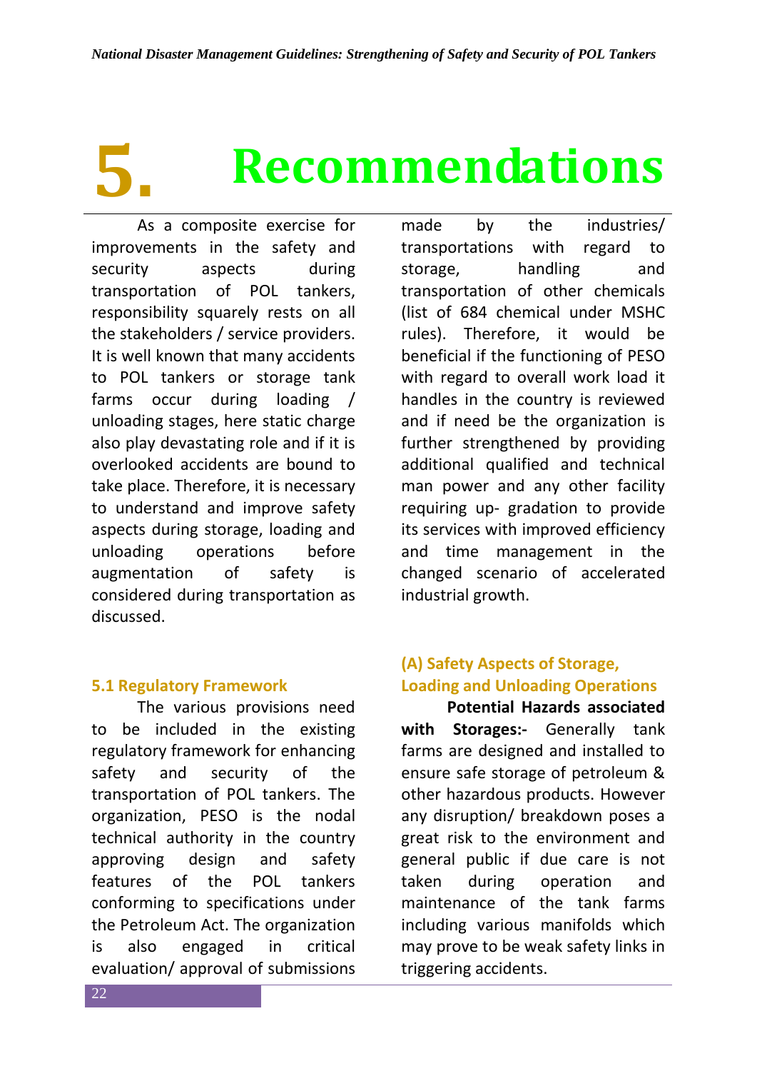# 5. Recommendations

As a composite exercise for improvements in the safety and security aspects during transportation of POL tankers, responsibility squarely rests on all the stakeholders / service providers. It is well known that many accidents to POL tankers or storage tank farms occur during loading / unloading stages, here static charge also play devastating role and if it is overlooked accidents are bound to take place. Therefore, it is necessary to understand and improve safety aspects during storage, loading and unloading operations before augmentation of safety is considered during transportation as discussed.

## 5.1 Regulatory Framework

The various provisions need to be included in the existing regulatory framework for enhancing safety and security of the transportation of POL tankers. The organization, PESO is the nodal technical authority in the country approving design and safety features of the POL tankers conforming to specifications under the Petroleum Act. The organization is also engaged in critical evaluation/ approval of submissions made by the industries/ transportations with regard to storage, handling and transportation of other chemicals (list of 684 chemical under MSHC rules). Therefore, it would be beneficial if the functioning of PESO with regard to overall work load it handles in the country is reviewed and if need be the organization is further strengthened by providing additional qualified and technical man power and any other facility requiring up- gradation to provide its services with improved efficiency and time management in the changed scenario of accelerated industrial growth.

### (A) Safety Aspects of Storage, Loading and Unloading Operations

**Potential Hazards associated with Storages:-** Generally tank farms are designed and installed to ensure safe storage of petroleum & other hazardous products. However any disruption/ breakdown poses a great risk to the environment and general public if due care is not taken during operation and maintenance of the tank farms including various manifolds which may prove to be weak safety links in triggering accidents.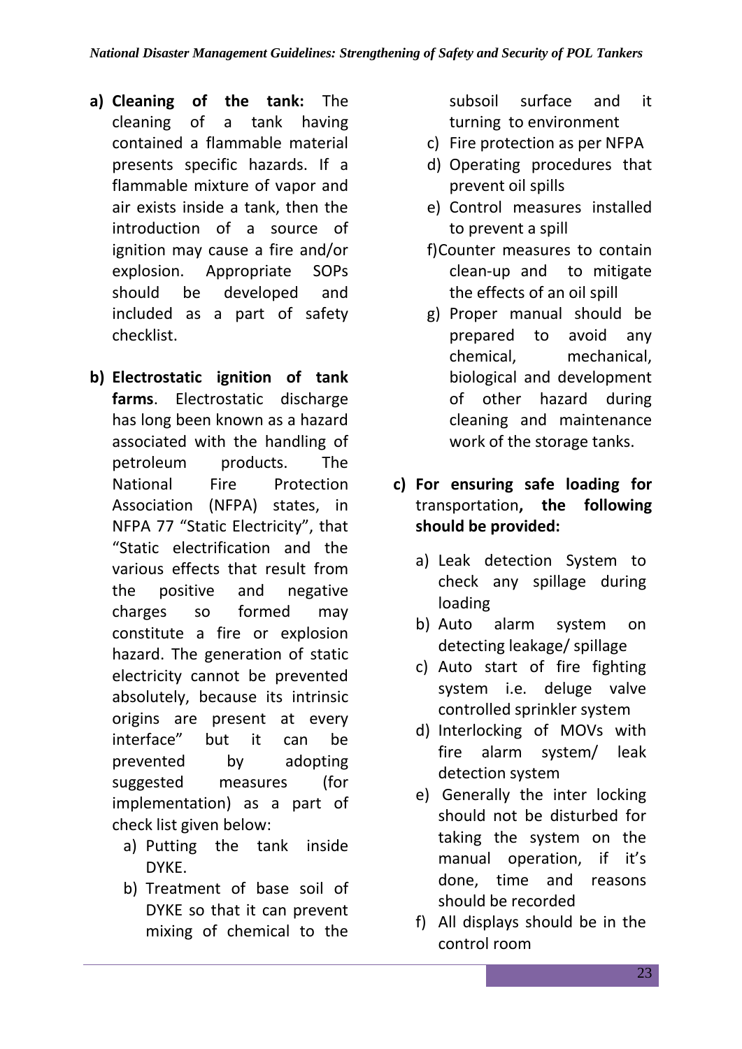a) **Cleaning of the tank:** The cleaning of a tank having contained a flammable material presents specific hazards. If a flammable mixture of vapor and air exists inside a tank, then the introduction of a source of ignition may cause a fire and/or explosion. Appropriate SOPs should be developed and included as a part of safety checklist.

b) **Electrostatic ignition of tank farms**. Electrostatic discharge has long been known as a hazard associated with the handling of petroleum products. The National Fire Protection Association (NFPA) states, in NFPA 77 "Static Electricity", that "Static electrification and the various effects that result from the positive and negative charges so formed may constitute a fire or explosion hazard. The generation of static electricity cannot be prevented absolutely, because its intrinsic origins are present at every interface" but it can be prevented by adopting suggested measures (for implementation) as a part of check list given below:

   a) Putting the tank inside DYKE.
   b) Treatment of base soil of DYKE so that it can prevent mixing of chemical to the subsoil surface and it turning to environment
   c) Fire protection as per NFPA
   d) Operating procedures that prevent oil spills
   e) Control measures installed to prevent a spill
   f) Counter measures to contain clean-up and to mitigate the effects of an oil spill
   g) Proper manual should be prepared to avoid any chemical, mechanical, biological and development of other hazard during cleaning and maintenance work of the storage tanks.

c) **For ensuring safe loading for** transportation**, the following should be provided:**

   a) Leak detection System to check any spillage during loading
   b) Auto alarm system on detecting leakage/ spillage
   c) Auto start of fire fighting system i.e. deluge valve controlled sprinkler system
   d) Interlocking of MOVs with fire alarm system/ leak detection system
   e) Generally the inter locking should not be disturbed for taking the system on the manual operation, if it's done, time and reasons should be recorded
   f) All displays should be in the control room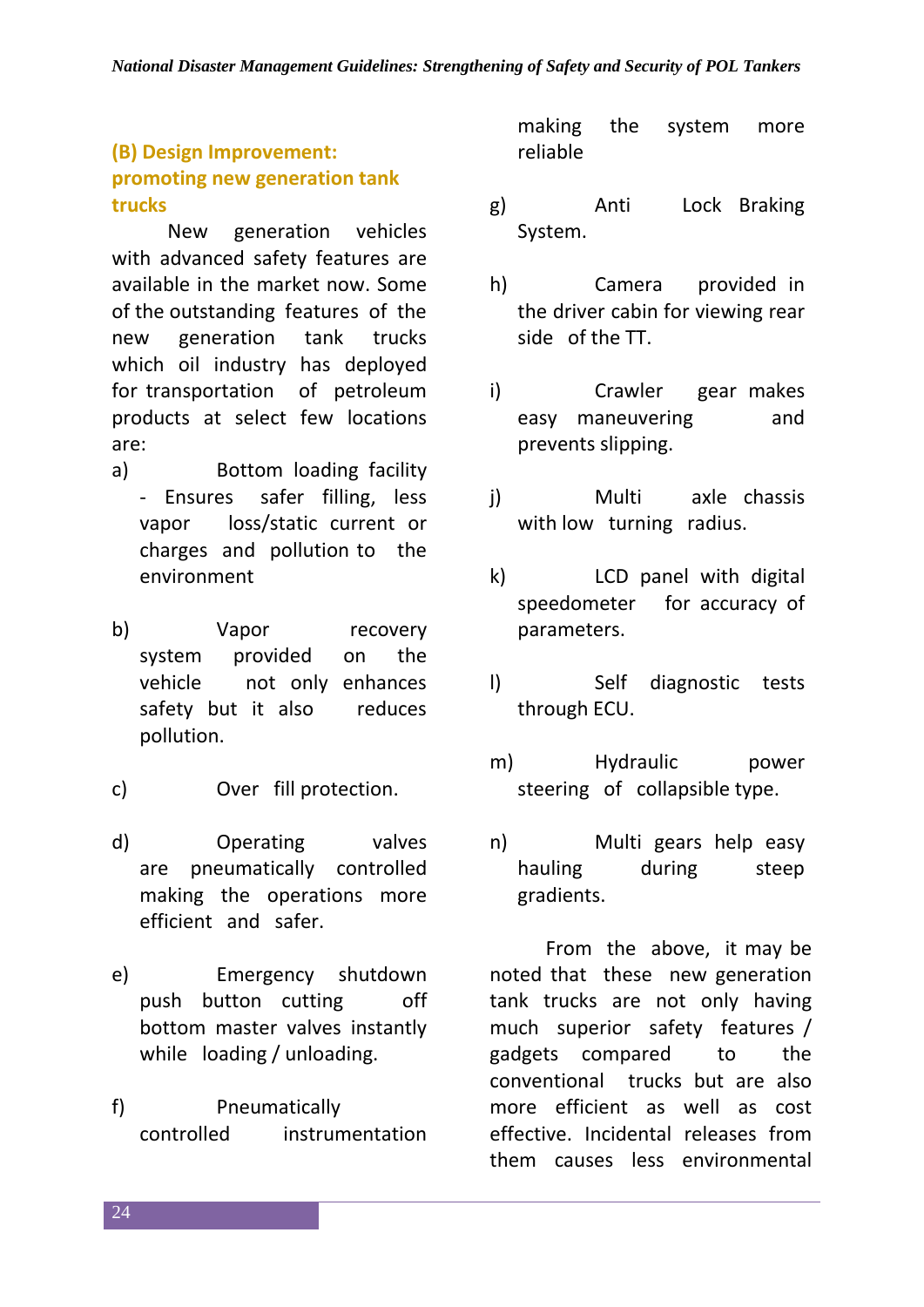### (B) Design Improvement: promoting new generation tank trucks

New generation vehicles with advanced safety features are available in the market now. Some of the outstanding features of the new generation tank trucks which oil industry has deployed for transportation of petroleum products at select few locations are:

a) Bottom loading facility - Ensures safer filling, less vapor loss/static current or charges and pollution to the environment

b) Vapor recovery system provided on the vehicle not only enhances safety but it also reduces pollution.

c) Over fill protection.

d) Operating valves are pneumatically controlled making the operations more efficient and safer.

e) Emergency shutdown push button cutting off bottom master valves instantly while loading / unloading.

f) Pneumatically controlled instrumentation making the system more reliable

g) Anti Lock Braking System.

h) Camera provided in the driver cabin for viewing rear side of the TT.

i) Crawler gear makes easy maneuvering and prevents slipping.

j) Multi axle chassis with low turning radius.

k) LCD panel with digital speedometer for accuracy of parameters.

l) Self diagnostic tests through ECU.

m) Hydraulic power steering of collapsible type.

n) Multi gears help easy hauling during steep gradients.

From the above, it may be noted that these new generation tank trucks are not only having much superior safety features / gadgets compared to the conventional trucks but are also more efficient as well as cost effective. Incidental releases from them causes less environmental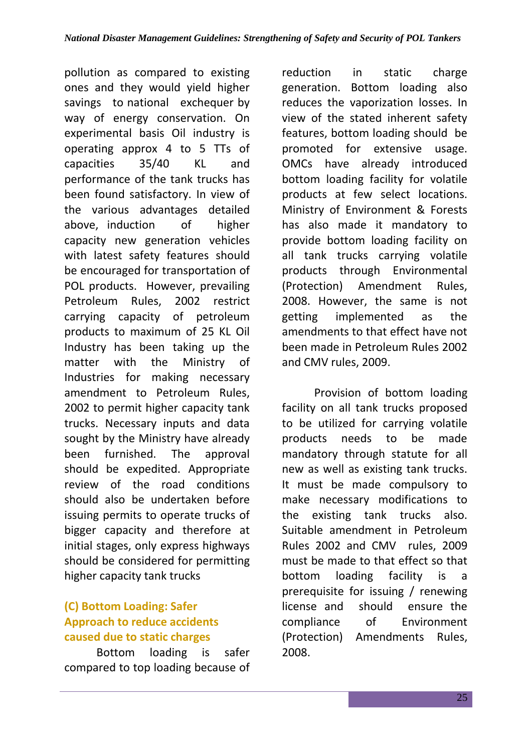pollution as compared to existing ones and they would yield higher savings to national exchequer by way of energy conservation. On experimental basis Oil industry is operating approx 4 to 5 TTs of capacities 35/40 KL and performance of the tank trucks has been found satisfactory. In view of the various advantages detailed above, induction of higher capacity new generation vehicles with latest safety features should be encouraged for transportation of POL products. However, prevailing Petroleum Rules, 2002 restrict carrying capacity of petroleum products to maximum of 25 KL Oil Industry has been taking up the matter with the Ministry of Industries for making necessary amendment to Petroleum Rules, 2002 to permit higher capacity tank trucks. Necessary inputs and data sought by the Ministry have already been furnished. The approval should be expedited. Appropriate review of the road conditions should also be undertaken before issuing permits to operate trucks of bigger capacity and therefore at initial stages, only express highways should be considered for permitting higher capacity tank trucks

### (C) Bottom Loading: Safer Approach to reduce accidents caused due to static charges

Bottom loading is safer compared to top loading because of reduction in static charge generation. Bottom loading also reduces the vaporization losses. In view of the stated inherent safety features, bottom loading should be promoted for extensive usage. OMCs have already introduced bottom loading facility for volatile products at few select locations. Ministry of Environment & Forests has also made it mandatory to provide bottom loading facility on all tank trucks carrying volatile products through Environmental (Protection) Amendment Rules, 2008. However, the same is not getting implemented as the amendments to that effect have not been made in Petroleum Rules 2002 and CMV rules, 2009.

Provision of bottom loading facility on all tank trucks proposed to be utilized for carrying volatile products needs to be made mandatory through statute for all new as well as existing tank trucks. It must be made compulsory to make necessary modifications to the existing tank trucks also. Suitable amendment in Petroleum Rules 2002 and CMV rules, 2009 must be made to that effect so that bottom loading facility is a prerequisite for issuing / renewing license and should ensure the compliance of Environment (Protection) Amendments Rules, 2008.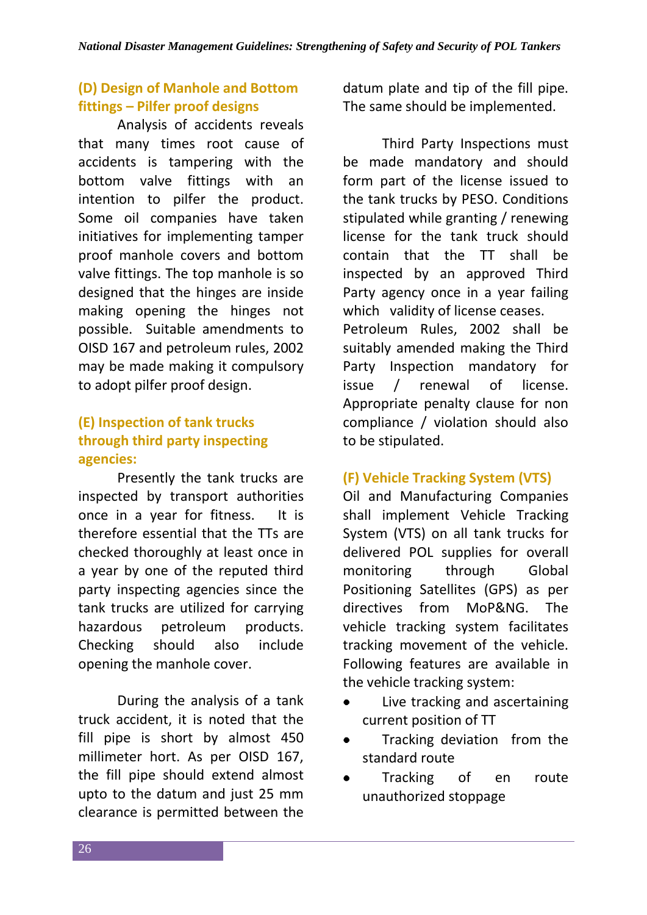### (D) Design of Manhole and Bottom fittings – Pilfer proof designs

Analysis of accidents reveals that many times root cause of accidents is tampering with the bottom valve fittings with an intention to pilfer the product. Some oil companies have taken initiatives for implementing tamper proof manhole covers and bottom valve fittings. The top manhole is so designed that the hinges are inside making opening the hinges not possible. Suitable amendments to OISD 167 and petroleum rules, 2002 may be made making it compulsory to adopt pilfer proof design.

### (E) Inspection of tank trucks through third party inspecting agencies:

Presently the tank trucks are inspected by transport authorities once in a year for fitness. It is therefore essential that the TTs are checked thoroughly at least once in a year by one of the reputed third party inspecting agencies since the tank trucks are utilized for carrying hazardous petroleum products. Checking should also include opening the manhole cover.

During the analysis of a tank truck accident, it is noted that the fill pipe is short by almost 450 millimeter hort. As per OISD 167, the fill pipe should extend almost upto to the datum and just 25 mm clearance is permitted between the datum plate and tip of the fill pipe. The same should be implemented.

Third Party Inspections must be made mandatory and should form part of the license issued to the tank trucks by PESO. Conditions stipulated while granting / renewing license for the tank truck should contain that the TT shall be inspected by an approved Third Party agency once in a year failing which validity of license ceases. Petroleum Rules, 2002 shall be suitably amended making the Third Party Inspection mandatory for issue / renewal of license. Appropriate penalty clause for non compliance / violation should also to be stipulated.

### (F) Vehicle Tracking System (VTS)

Oil and Manufacturing Companies shall implement Vehicle Tracking System (VTS) on all tank trucks for delivered POL supplies for overall monitoring through Global Positioning Satellites (GPS) as per directives from MoP&NG. The vehicle tracking system facilitates tracking movement of the vehicle. Following features are available in the vehicle tracking system:

- Live tracking and ascertaining current position of TT
- Tracking deviation from the standard route
- Tracking of en route unauthorized stoppage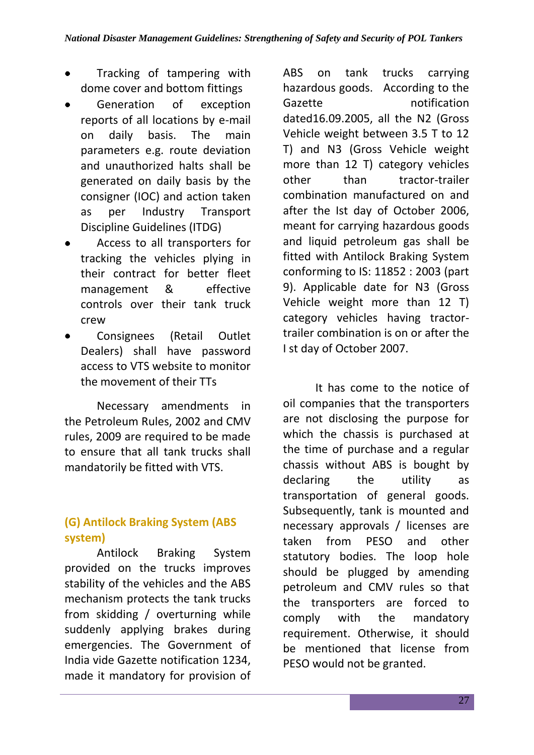- Tracking of tampering with dome cover and bottom fittings
- Generation of exception reports of all locations by e-mail on daily basis. The main parameters e.g. route deviation and unauthorized halts shall be generated on daily basis by the consigner (IOC) and action taken as per Industry Transport Discipline Guidelines (ITDG)
- Access to all transporters for tracking the vehicles plying in their contract for better fleet management & effective controls over their tank truck crew
- Consignees (Retail Outlet Dealers) shall have password access to VTS website to monitor the movement of their TTs

Necessary amendments in the Petroleum Rules, 2002 and CMV rules, 2009 are required to be made to ensure that all tank trucks shall mandatorily be fitted with VTS.

### (G) Antilock Braking System (ABS system)

Antilock Braking System provided on the trucks improves stability of the vehicles and the ABS mechanism protects the tank trucks from skidding / overturning while suddenly applying brakes during emergencies. The Government of India vide Gazette notification 1234, made it mandatory for provision of ABS on tank trucks carrying hazardous goods. According to the Gazette notification dated16.09.2005, all the N2 (Gross Vehicle weight between 3.5 T to 12 T) and N3 (Gross Vehicle weight more than 12 T) category vehicles other than tractor-trailer combination manufactured on and after the Ist day of October 2006, meant for carrying hazardous goods and liquid petroleum gas shall be fitted with Antilock Braking System conforming to IS: 11852 : 2003 (part 9). Applicable date for N3 (Gross Vehicle weight more than 12 T) category vehicles having tractor-trailer combination is on or after the I st day of October 2007.

It has come to the notice of oil companies that the transporters are not disclosing the purpose for which the chassis is purchased at the time of purchase and a regular chassis without ABS is bought by declaring the utility as transportation of general goods. Subsequently, tank is mounted and necessary approvals / licenses are taken from PESO and other statutory bodies. The loop hole should be plugged by amending petroleum and CMV rules so that the transporters are forced to comply with the mandatory requirement. Otherwise, it should be mentioned that license from PESO would not be granted.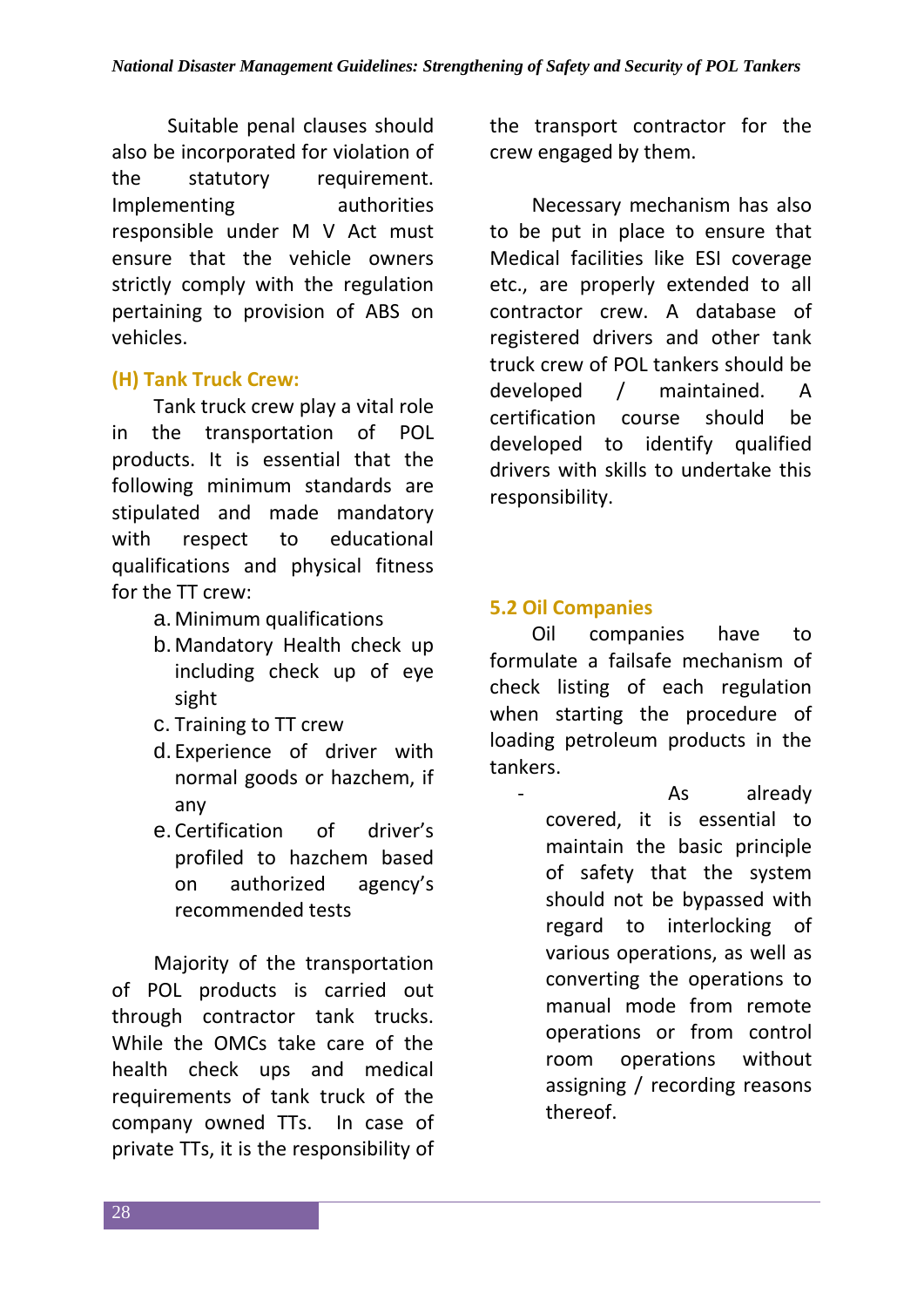Suitable penal clauses should also be incorporated for violation of the statutory requirement. Implementing authorities responsible under M V Act must ensure that the vehicle owners strictly comply with the regulation pertaining to provision of ABS on vehicles.

### (H) Tank Truck Crew:

Tank truck crew play a vital role in the transportation of POL products. It is essential that the following minimum standards are stipulated and made mandatory with respect to educational qualifications and physical fitness for the TT crew:

a. Minimum qualifications
b. Mandatory Health check up including check up of eye sight
c. Training to TT crew
d. Experience of driver with normal goods or hazchem, if any
e. Certification of driver's profiled to hazchem based on authorized agency's recommended tests

Majority of the transportation of POL products is carried out through contractor tank trucks. While the OMCs take care of the health check ups and medical requirements of tank truck of the company owned TTs. In case of private TTs, it is the responsibility of the transport contractor for the crew engaged by them.

Necessary mechanism has also to be put in place to ensure that Medical facilities like ESI coverage etc., are properly extended to all contractor crew. A database of registered drivers and other tank truck crew of POL tankers should be developed / maintained. A certification course should be developed to identify qualified drivers with skills to undertake this responsibility.

## 5.2 Oil Companies

Oil companies have to formulate a failsafe mechanism of check listing of each regulation when starting the procedure of loading petroleum products in the tankers.

- As already covered, it is essential to maintain the basic principle of safety that the system should not be bypassed with regard to interlocking of various operations, as well as converting the operations to manual mode from remote operations or from control room operations without assigning / recording reasons thereof.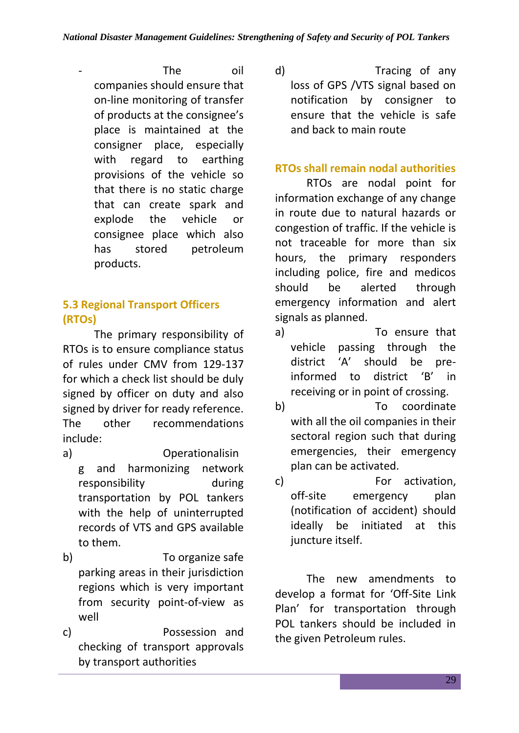- The oil companies should ensure that on-line monitoring of transfer of products at the consignee's place is maintained at the consigner place, especially with regard to earthing provisions of the vehicle so that there is no static charge that can create spark and explode the vehicle or consignee place which also has stored petroleum products.

### 5.3 Regional Transport Officers (RTOs)

The primary responsibility of RTOs is to ensure compliance status of rules under CMV from 129-137 for which a check list should be duly signed by officer on duty and also signed by driver for ready reference. The other recommendations include:

a) Operationalising and harmonizing network responsibility during transportation by POL tankers with the help of uninterrupted records of VTS and GPS available to them.

b) To organize safe parking areas in their jurisdiction regions which is very important from security point-of-view as well

c) Possession and checking of transport approvals by transport authorities

d) Tracing of any loss of GPS /VTS signal based on notification by consigner to ensure that the vehicle is safe and back to main route

### RTOs shall remain nodal authorities

RTOs are nodal point for information exchange of any change in route due to natural hazards or congestion of traffic. If the vehicle is not traceable for more than six hours, the primary responders including police, fire and medicos should be alerted through emergency information and alert signals as planned.

a) To ensure that vehicle passing through the district 'A' should be pre-informed to district 'B' in receiving or in point of crossing.

b) To coordinate with all the oil companies in their sectoral region such that during emergencies, their emergency plan can be activated.

c) For activation, off-site emergency plan (notification of accident) should ideally be initiated at this juncture itself.

The new amendments to develop a format for 'Off-Site Link Plan' for transportation through POL tankers should be included in the given Petroleum rules.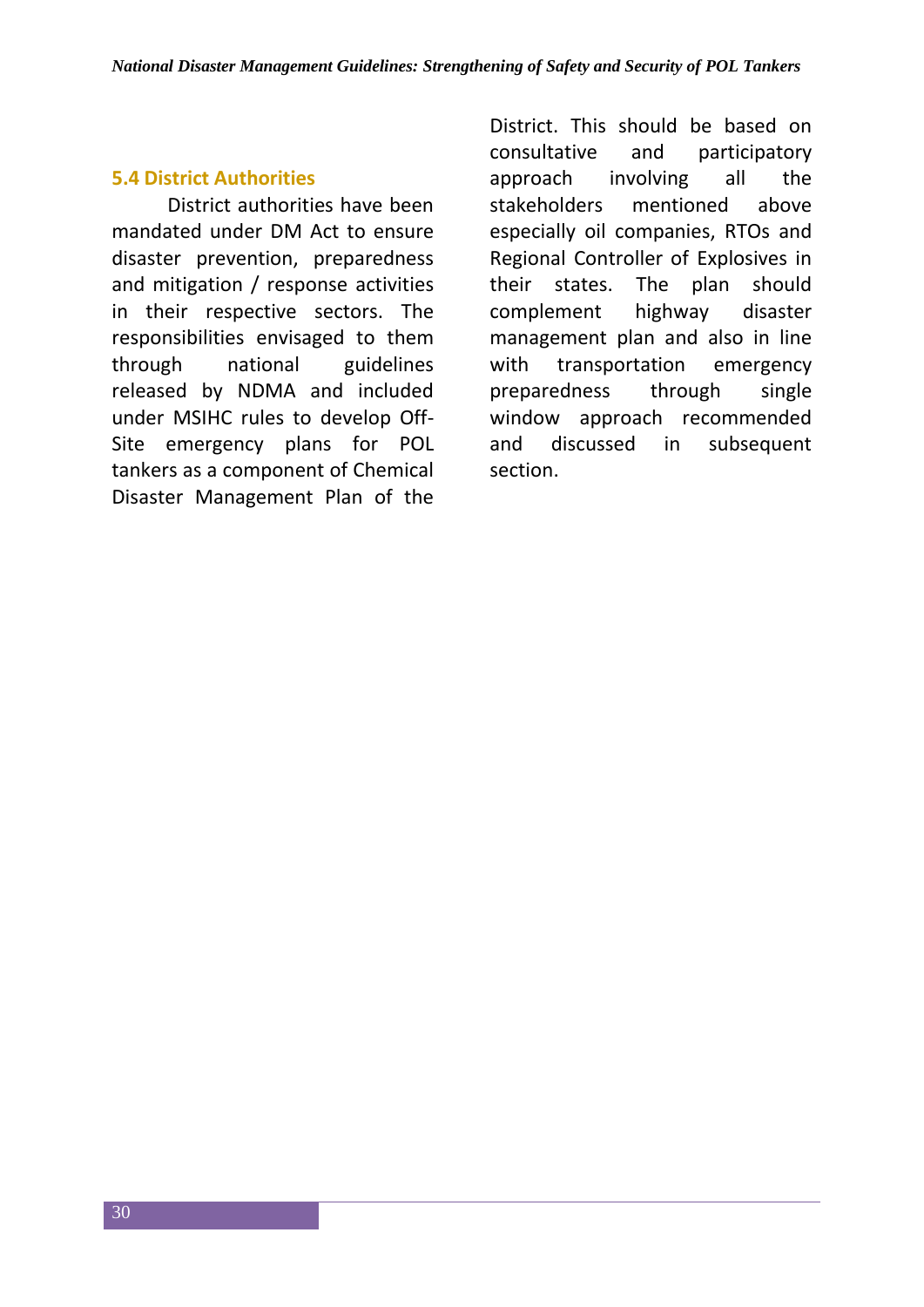## 5.4 District Authorities

District authorities have been mandated under DM Act to ensure disaster prevention, preparedness and mitigation / response activities in their respective sectors. The responsibilities envisaged to them through national guidelines released by NDMA and included under MSIHC rules to develop Off-Site emergency plans for POL tankers as a component of Chemical Disaster Management Plan of the District. This should be based on consultative and participatory approach involving all the stakeholders mentioned above especially oil companies, RTOs and Regional Controller of Explosives in their states. The plan should complement highway disaster management plan and also in line with transportation emergency preparedness through single window approach recommended and discussed in subsequent section.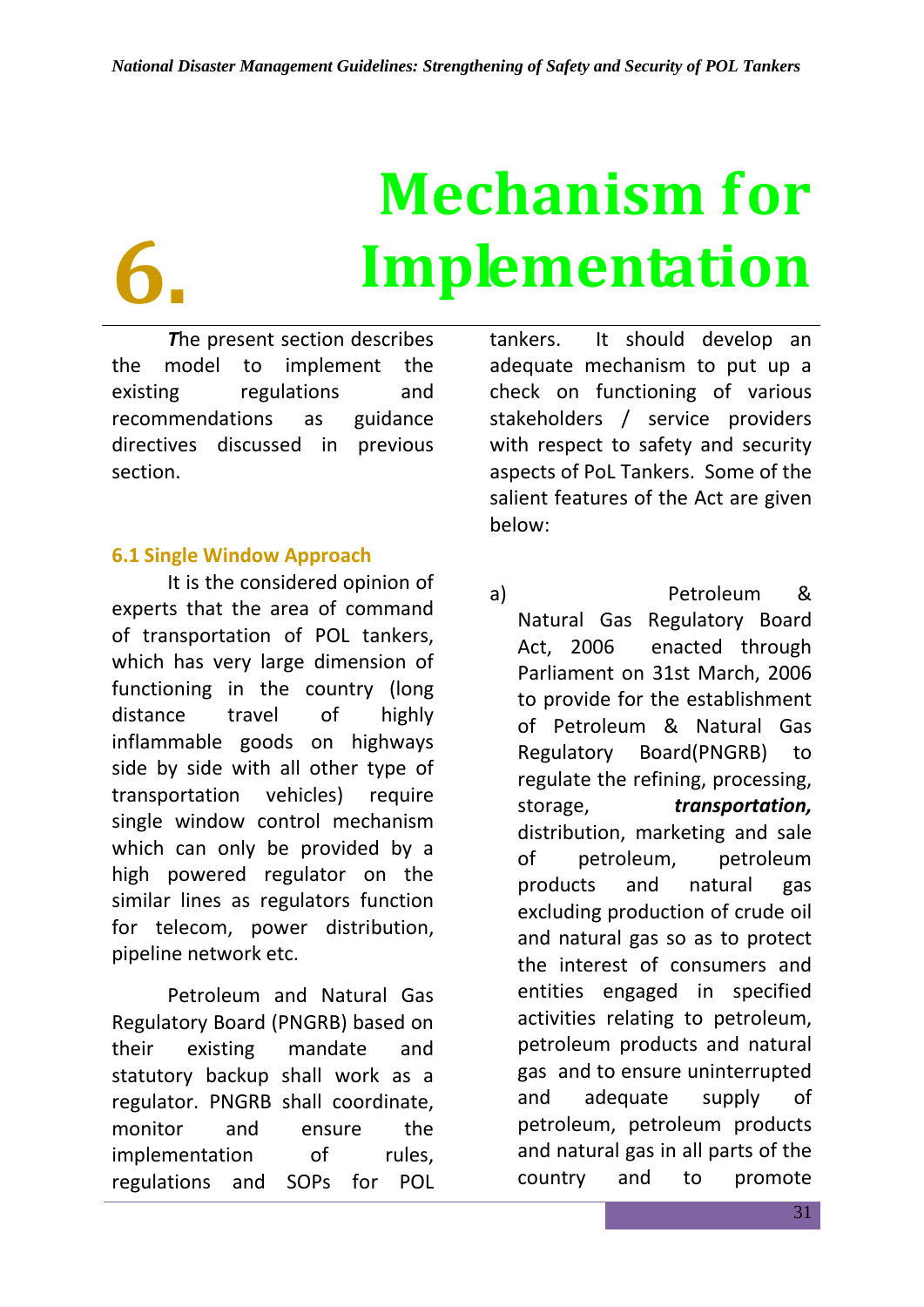# 6. Mechanism for Implementation

*T*he present section describes the model to implement the existing regulations and recommendations as guidance directives discussed in previous section.

## 6.1 Single Window Approach

It is the considered opinion of experts that the area of command of transportation of POL tankers, which has very large dimension of functioning in the country (long distance travel of highly inflammable goods on highways side by side with all other type of transportation vehicles) require single window control mechanism which can only be provided by a high powered regulator on the similar lines as regulators function for telecom, power distribution, pipeline network etc.

Petroleum and Natural Gas Regulatory Board (PNGRB) based on their existing mandate and statutory backup shall work as a regulator. PNGRB shall coordinate, monitor and ensure the implementation of rules, regulations and SOPs for POL tankers. It should develop an adequate mechanism to put up a check on functioning of various stakeholders / service providers with respect to safety and security aspects of PoL Tankers. Some of the salient features of the Act are given below:

a) Petroleum & Natural Gas Regulatory Board Act, 2006 enacted through Parliament on 31st March, 2006 to provide for the establishment of Petroleum & Natural Gas Regulatory Board(PNGRB) to regulate the refining, processing, storage, ***transportation,*** distribution, marketing and sale of petroleum, petroleum products and natural gas excluding production of crude oil and natural gas so as to protect the interest of consumers and entities engaged in specified activities relating to petroleum, petroleum products and natural gas and to ensure uninterrupted and adequate supply of petroleum, petroleum products and natural gas in all parts of the country and to promote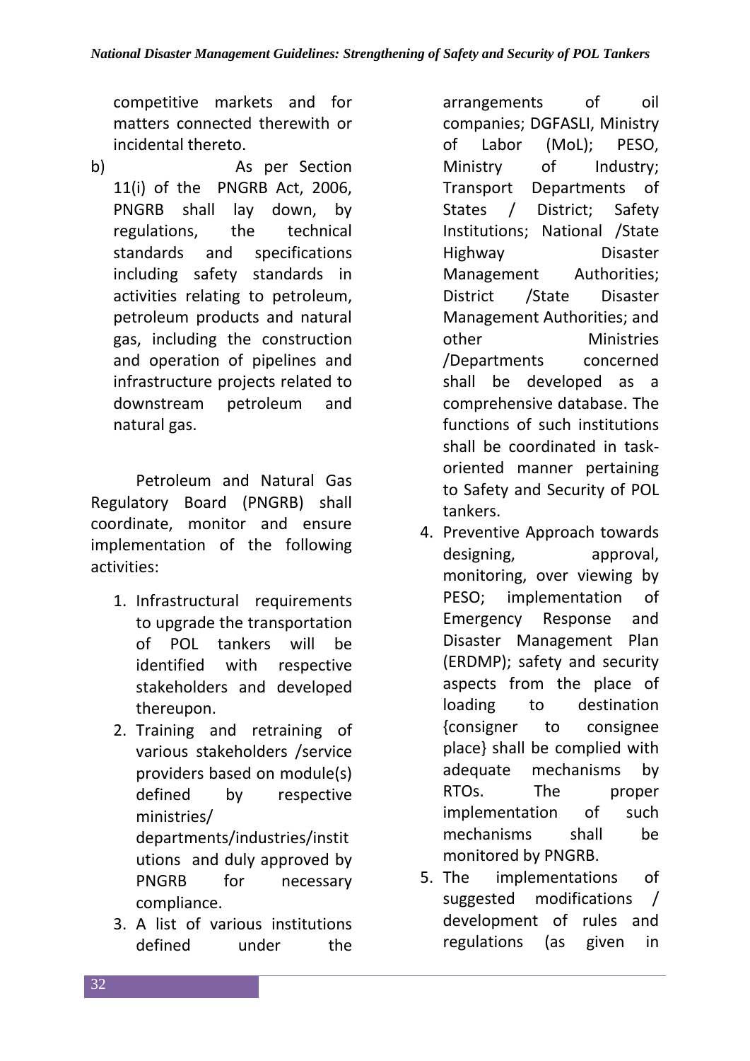competitive markets and for matters connected therewith or incidental thereto.

b) As per Section 11(i) of the PNGRB Act, 2006, PNGRB shall lay down, by regulations, the technical standards and specifications including safety standards in activities relating to petroleum, petroleum products and natural gas, including the construction and operation of pipelines and infrastructure projects related to downstream petroleum and natural gas.

Petroleum and Natural Gas Regulatory Board (PNGRB) shall coordinate, monitor and ensure implementation of the following activities:

1. Infrastructural requirements to upgrade the transportation of POL tankers will be identified with respective stakeholders and developed thereupon.
2. Training and retraining of various stakeholders /service providers based on module(s) defined by respective ministries/ departments/industries/institutions and duly approved by PNGRB for necessary compliance.
3. A list of various institutions defined under the arrangements of oil companies; DGFASLI, Ministry of Labor (MoL); PESO, Ministry of Industry; Transport Departments of States / District; Safety Institutions; National /State Highway Disaster Management Authorities; District /State Disaster Management Authorities; and other Ministries /Departments concerned shall be developed as a comprehensive database. The functions of such institutions shall be coordinated in task-oriented manner pertaining to Safety and Security of POL tankers.
4. Preventive Approach towards designing, approval, monitoring, over viewing by PESO; implementation of Emergency Response and Disaster Management Plan (ERDMP); safety and security aspects from the place of loading to destination {consigner to consignee place} shall be complied with adequate mechanisms by RTOs. The proper implementation of such mechanisms shall be monitored by PNGRB.
5. The implementations of suggested modifications / development of rules and regulations (as given in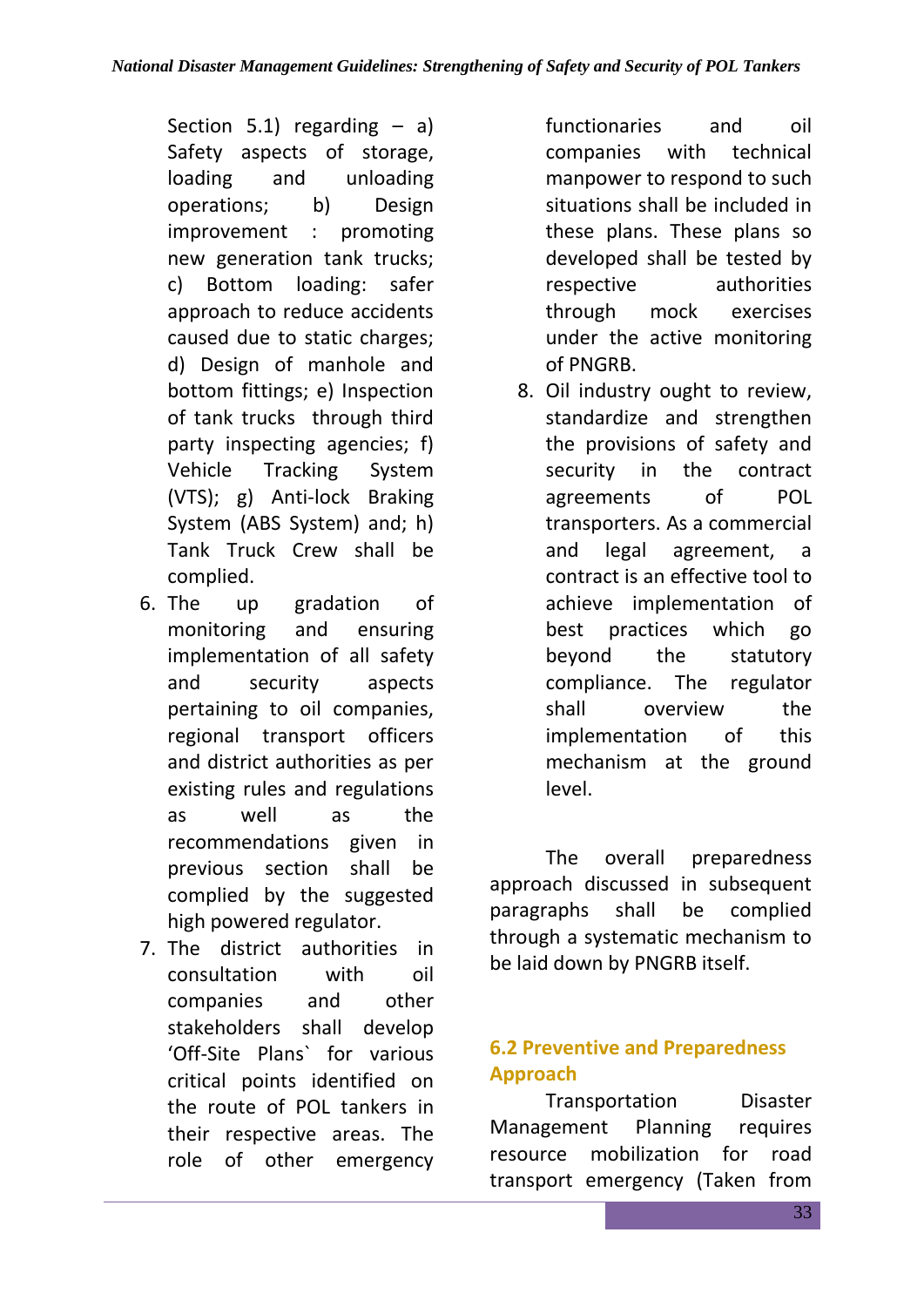Section 5.1) regarding – a) Safety aspects of storage, loading and unloading operations; b) Design improvement : promoting new generation tank trucks; c) Bottom loading: safer approach to reduce accidents caused due to static charges; d) Design of manhole and bottom fittings; e) Inspection of tank trucks through third party inspecting agencies; f) Vehicle Tracking System (VTS); g) Anti-lock Braking System (ABS System) and; h) Tank Truck Crew shall be complied.

6. The up gradation of monitoring and ensuring implementation of all safety and security aspects pertaining to oil companies, regional transport officers and district authorities as per existing rules and regulations as well as the recommendations given in previous section shall be complied by the suggested high powered regulator.
7. The district authorities in consultation with oil companies and other stakeholders shall develop 'Off-Site Plans` for various critical points identified on the route of POL tankers in their respective areas. The role of other emergency functionaries and oil companies with technical manpower to respond to such situations shall be included in these plans. These plans so developed shall be tested by respective authorities through mock exercises under the active monitoring of PNGRB.
8. Oil industry ought to review, standardize and strengthen the provisions of safety and security in the contract agreements of POL transporters. As a commercial and legal agreement, a contract is an effective tool to achieve implementation of best practices which go beyond the statutory compliance. The regulator shall overview the implementation of this mechanism at the ground level.

The overall preparedness approach discussed in subsequent paragraphs shall be complied through a systematic mechanism to be laid down by PNGRB itself.

## 6.2 Preventive and Preparedness Approach

Transportation Disaster Management Planning requires resource mobilization for road transport emergency (Taken from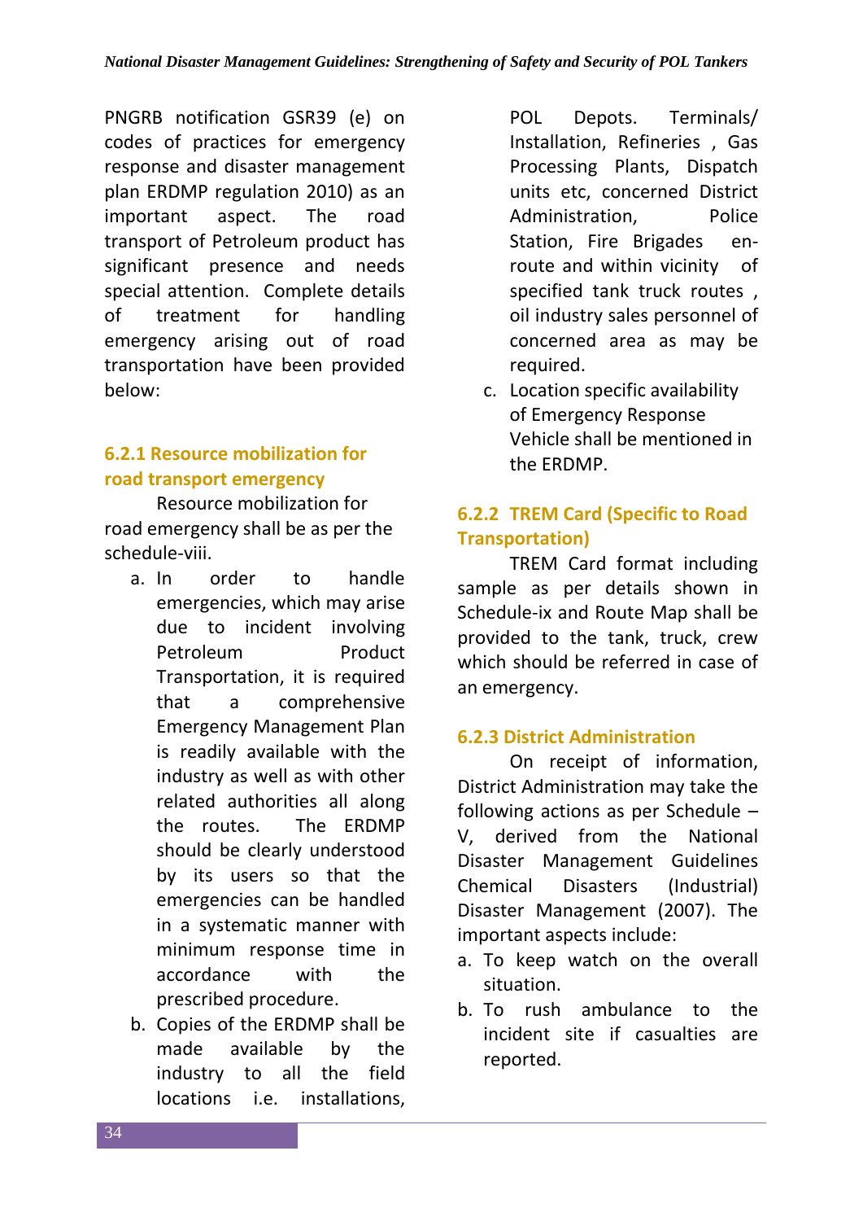PNGRB notification GSR39 (e) on codes of practices for emergency response and disaster management plan ERDMP regulation 2010) as an important aspect. The road transport of Petroleum product has significant presence and needs special attention. Complete details of treatment for handling emergency arising out of road transportation have been provided below:

### 6.2.1 Resource mobilization for road transport emergency

Resource mobilization for road emergency shall be as per the schedule-viii.

a. In order to handle emergencies, which may arise due to incident involving Petroleum Product Transportation, it is required that a comprehensive Emergency Management Plan is readily available with the industry as well as with other related authorities all along the routes. The ERDMP should be clearly understood by its users so that the emergencies can be handled in a systematic manner with minimum response time in accordance with the prescribed procedure.

b. Copies of the ERDMP shall be made available by the industry to all the field locations i.e. installations, POL Depots. Terminals/ Installation, Refineries , Gas Processing Plants, Dispatch units etc, concerned District Administration, Police Station, Fire Brigades en-route and within vicinity of specified tank truck routes , oil industry sales personnel of concerned area as may be required.

c. Location specific availability of Emergency Response Vehicle shall be mentioned in the ERDMP.

### 6.2.2 TREM Card (Specific to Road Transportation)

TREM Card format including sample as per details shown in Schedule-ix and Route Map shall be provided to the tank, truck, crew which should be referred in case of an emergency.

### 6.2.3 District Administration

On receipt of information, District Administration may take the following actions as per Schedule – V, derived from the National Disaster Management Guidelines Chemical Disasters (Industrial) Disaster Management (2007). The important aspects include:

a. To keep watch on the overall situation.

b. To rush ambulance to the incident site if casualties are reported.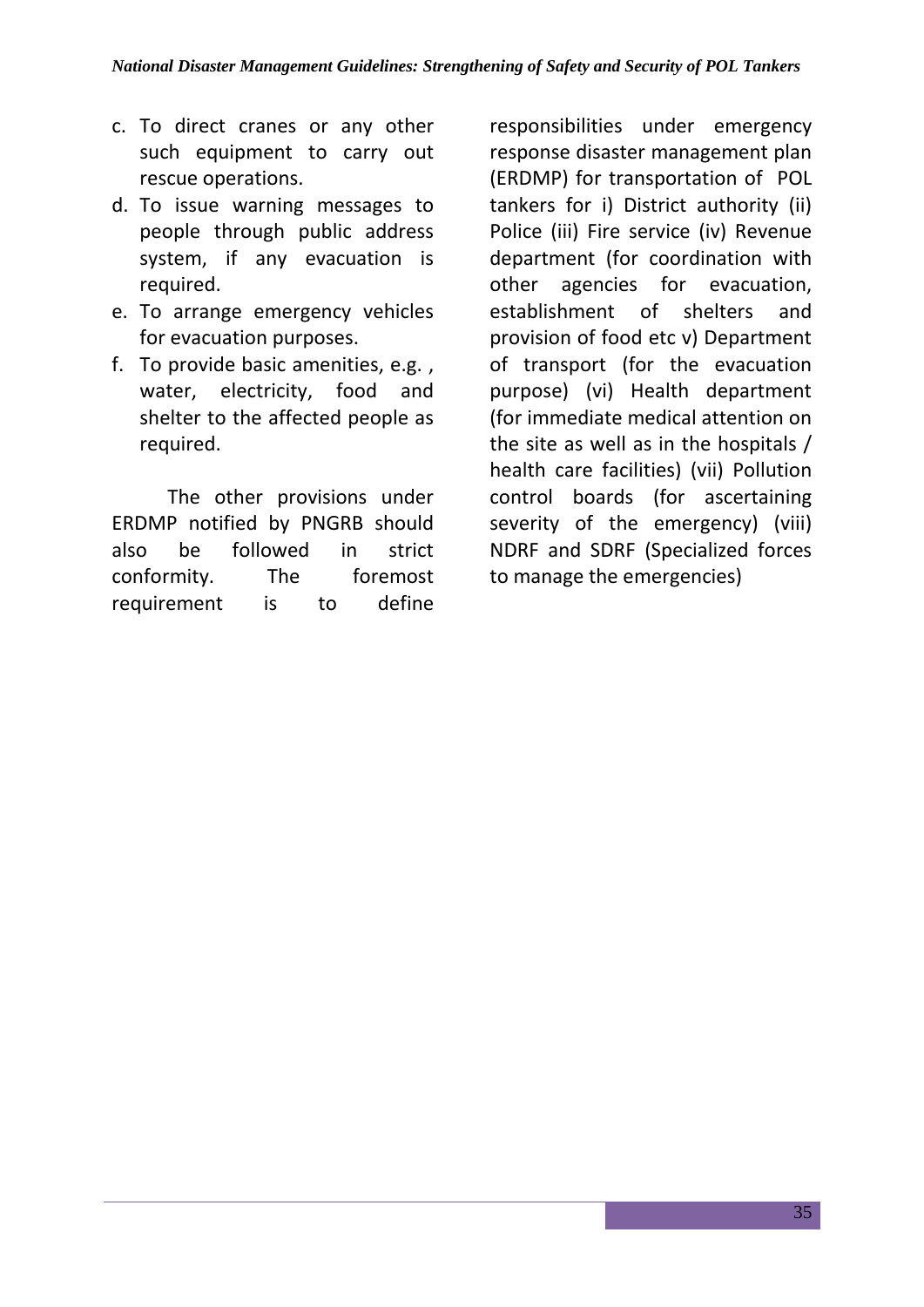c. To direct cranes or any other such equipment to carry out rescue operations.
d. To issue warning messages to people through public address system, if any evacuation is required.
e. To arrange emergency vehicles for evacuation purposes.
f. To provide basic amenities, e.g. , water, electricity, food and shelter to the affected people as required.

The other provisions under ERDMP notified by PNGRB should also be followed in strict conformity. The foremost requirement is to define responsibilities under emergency response disaster management plan (ERDMP) for transportation of POL tankers for i) District authority (ii) Police (iii) Fire service (iv) Revenue department (for coordination with other agencies for evacuation, establishment of shelters and provision of food etc v) Department of transport (for the evacuation purpose) (vi) Health department (for immediate medical attention on the site as well as in the hospitals / health care facilities) (vii) Pollution control boards (for ascertaining severity of the emergency) (viii) NDRF and SDRF (Specialized forces to manage the emergencies)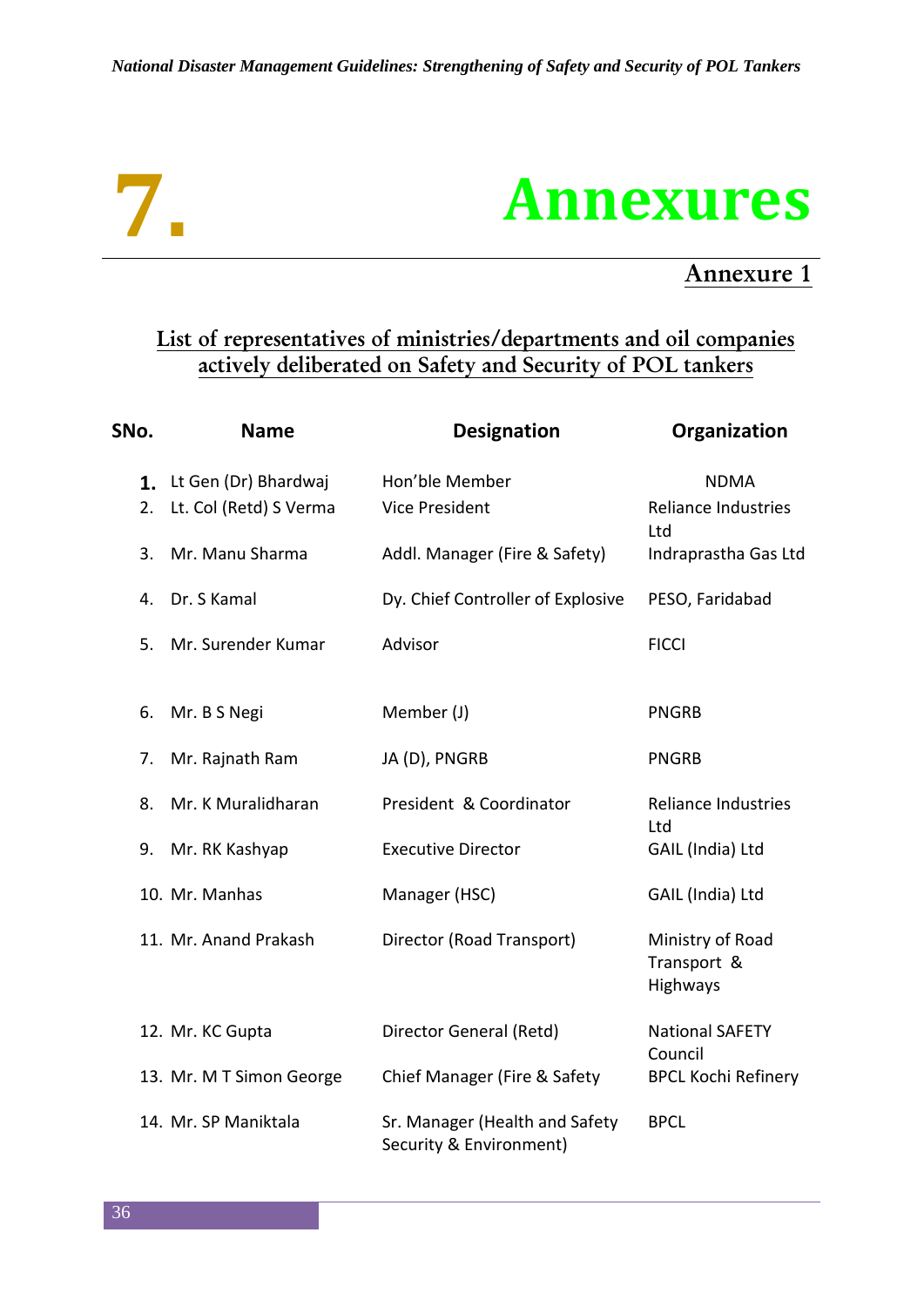# 7. Annexures

## Annexure 1

### List of representatives of ministries/departments and oil companies actively deliberated on Safety and Security of POL tankers

| SNo. | Name | Designation | Organization |
|---|---|---|---|
| 1. | Lt Gen (Dr) Bhardwaj | Hon'ble Member | NDMA |
| 2. | Lt. Col (Retd) S Verma | Vice President | Reliance Industries Ltd |
| 3. | Mr. Manu Sharma | Addl. Manager (Fire & Safety) | Indraprastha Gas Ltd |
| 4. | Dr. S Kamal | Dy. Chief Controller of Explosive | PESO, Faridabad |
| 5. | Mr. Surender Kumar | Advisor | FICCI |
| 6. | Mr. B S Negi | Member (J) | PNGRB |
| 7. | Mr. Rajnath Ram | JA (D), PNGRB | PNGRB |
| 8. | Mr. K Muralidharan | President & Coordinator | Reliance Industries Ltd |
| 9. | Mr. RK Kashyap | Executive Director | GAIL (India) Ltd |
| 10. | Mr. Manhas | Manager (HSC) | GAIL (India) Ltd |
| 11. | Mr. Anand Prakash | Director (Road Transport) | Ministry of Road Transport & Highways |
| 12. | Mr. KC Gupta | Director General (Retd) | National SAFETY Council |
| 13. | Mr. M T Simon George | Chief Manager (Fire & Safety | BPCL Kochi Refinery |
| 14. | Mr. SP Maniktala | Sr. Manager (Health and Safety Security & Environment) | BPCL |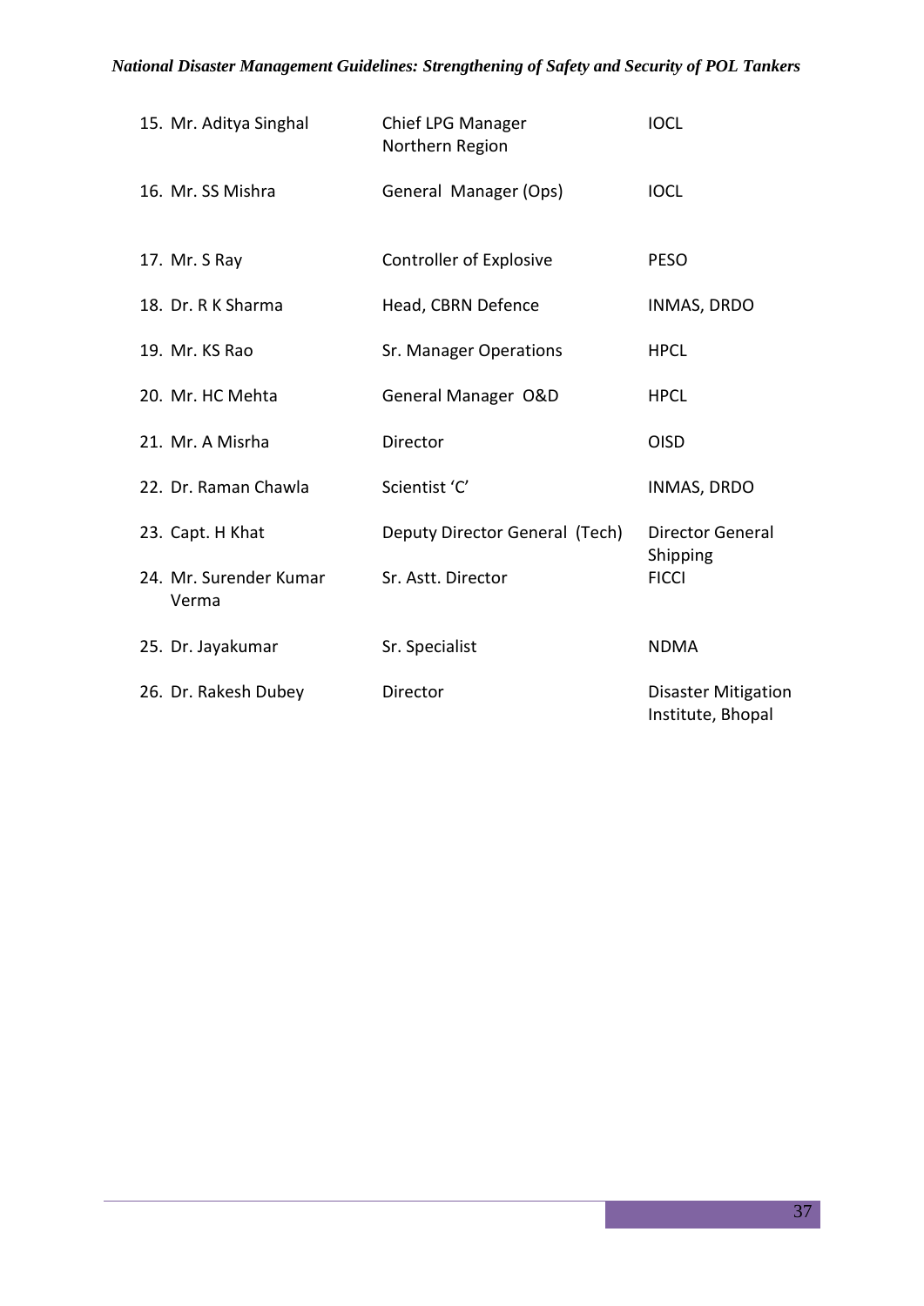| | | |
|---|---|---|
| 15. Mr. Aditya Singhal | Chief LPG Manager Northern Region | IOCL |
| 16. Mr. SS Mishra | General Manager (Ops) | IOCL |
| 17. Mr. S Ray | Controller of Explosive | PESO |
| 18. Dr. R K Sharma | Head, CBRN Defence | INMAS, DRDO |
| 19. Mr. KS Rao | Sr. Manager Operations | HPCL |
| 20. Mr. HC Mehta | General Manager O&D | HPCL |
| 21. Mr. A Misrha | Director | OISD |
| 22. Dr. Raman Chawla | Scientist 'C' | INMAS, DRDO |
| 23. Capt. H Khat | Deputy Director General (Tech) | Director General Shipping |
| 24. Mr. Surender Kumar Verma | Sr. Astt. Director | FICCI |
| 25. Dr. Jayakumar | Sr. Specialist | NDMA |
| 26. Dr. Rakesh Dubey | Director | Disaster Mitigation Institute, Bhopal |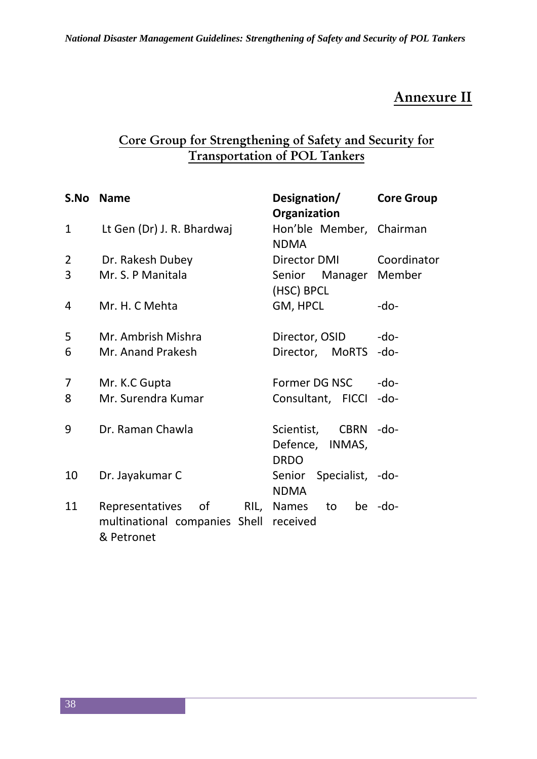# Annexure II

## Core Group for Strengthening of Safety and Security for Transportation of POL Tankers

| S.No | Name | Designation/ Organization | Core Group |
|---|---|---|---|
| 1 | Lt Gen (Dr) J. R. Bhardwaj | Hon'ble Member, NDMA | Chairman |
| 2 | Dr. Rakesh Dubey | Director DMI | Coordinator |
| 3 | Mr. S. P Manitala | Senior Manager (HSC) BPCL | Member |
| 4 | Mr. H. C Mehta | GM, HPCL | -do- |
| 5 | Mr. Ambrish Mishra | Director, OSID | -do- |
| 6 | Mr. Anand Prakesh | Director, MoRTS | -do- |
| 7 | Mr. K.C Gupta | Former DG NSC | -do- |
| 8 | Mr. Surendra Kumar | Consultant, FICCI | -do- |
| 9 | Dr. Raman Chawla | Scientist, CBRN Defence, INMAS, DRDO | -do- |
| 10 | Dr. Jayakumar C | Senior Specialist, NDMA | -do- |
| 11 | Representatives of RIL, multinational companies Shell & Petronet | Names to be received | -do- |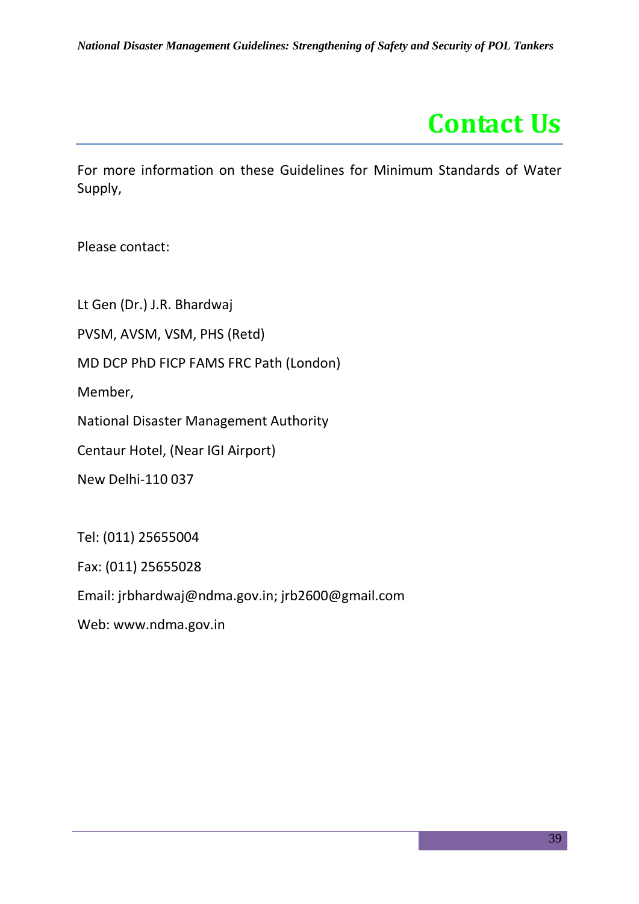# Contact Us

For more information on these Guidelines for Minimum Standards of Water Supply,

Please contact:

Lt Gen (Dr.) J.R. Bhardwaj

PVSM, AVSM, VSM, PHS (Retd)

MD DCP PhD FICP FAMS FRC Path (London)

Member,

National Disaster Management Authority

Centaur Hotel, (Near IGI Airport)

New Delhi-110 037

Tel: (011) 25655004

Fax: (011) 25655028

Email: jrbhardwaj@ndma.gov.in; jrb2600@gmail.com

Web: www.ndma.gov.in